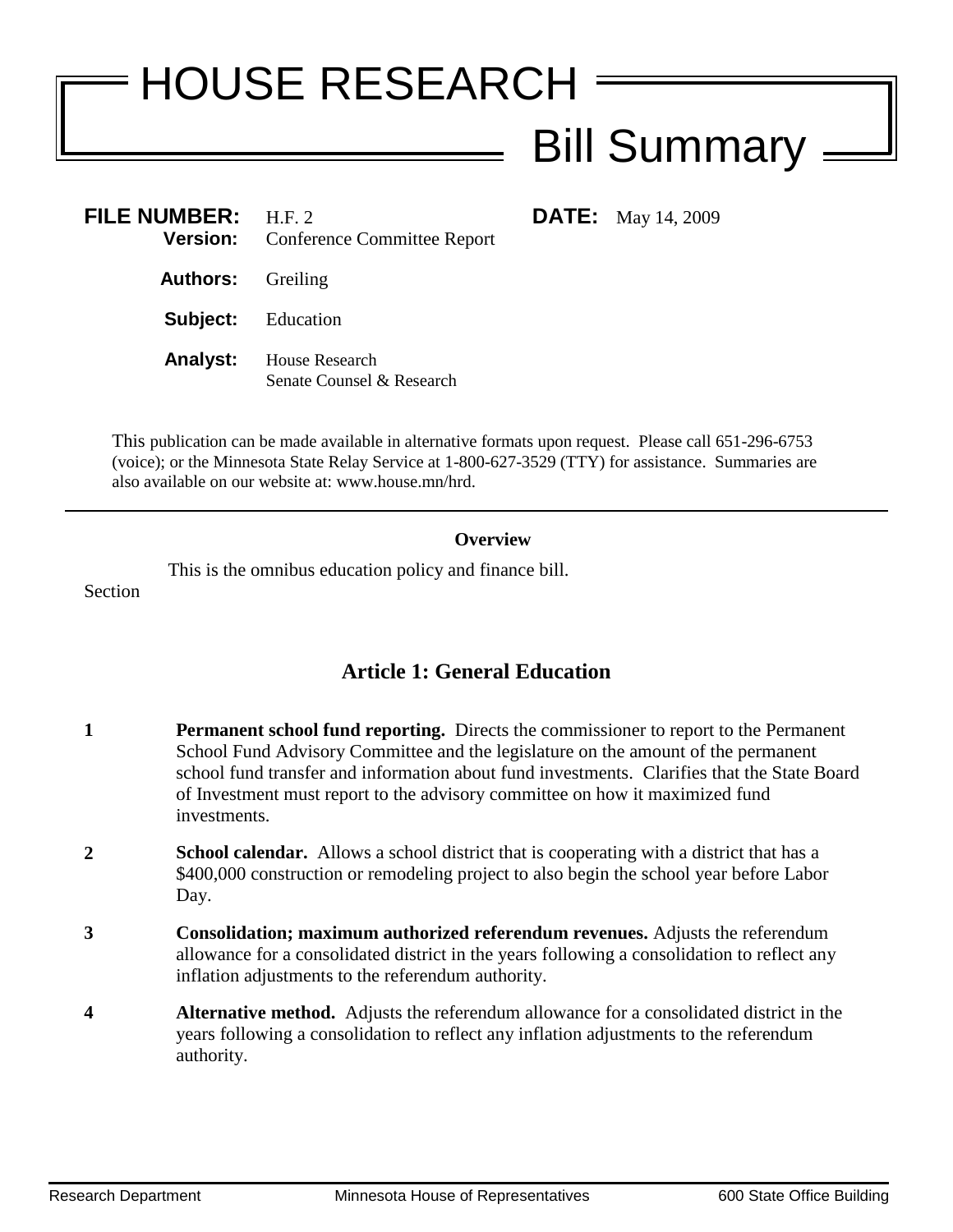# HOUSE RESEARCH

## Bill Summary

**FILE NUMBER:** H.F. 2
**Version:** Conference Committee Report

**DATE:** May 14, 2009

**Authors:** Greiling

**Subject:** Education

**Analyst:** House Research
Senate Counsel & Research

This publication can be made available in alternative formats upon request. Please call 651-296-6753 (voice); or the Minnesota State Relay Service at 1-800-627-3529 (TTY) for assistance. Summaries are also available on our website at: www.house.mn/hrd.

---

**Overview**

This is the omnibus education policy and finance bill.

Section

## Article 1: General Education

**1** **Permanent school fund reporting.** Directs the commissioner to report to the Permanent School Fund Advisory Committee and the legislature on the amount of the permanent school fund transfer and information about fund investments. Clarifies that the State Board of Investment must report to the advisory committee on how it maximized fund investments.

**2** **School calendar.** Allows a school district that is cooperating with a district that has a $400,000 construction or remodeling project to also begin the school year before Labor Day.

**3** **Consolidation; maximum authorized referendum revenues.** Adjusts the referendum allowance for a consolidated district in the years following a consolidation to reflect any inflation adjustments to the referendum authority.

**4** **Alternative method.** Adjusts the referendum allowance for a consolidated district in the years following a consolidation to reflect any inflation adjustments to the referendum authority.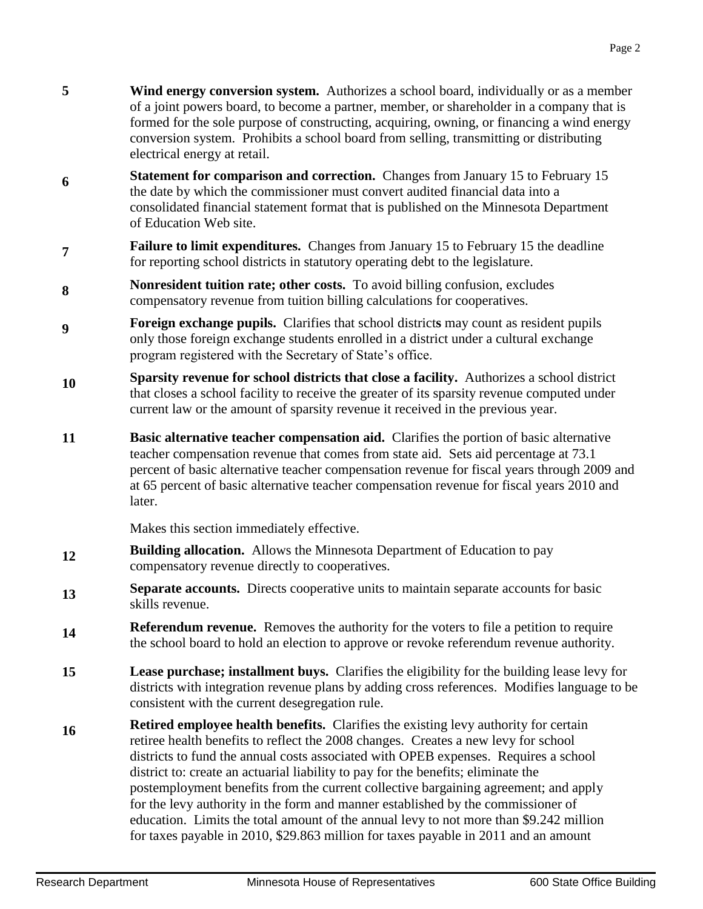**5** **Wind energy conversion system.** Authorizes a school board, individually or as a member of a joint powers board, to become a partner, member, or shareholder in a company that is formed for the sole purpose of constructing, acquiring, owning, or financing a wind energy conversion system. Prohibits a school board from selling, transmitting or distributing electrical energy at retail.

**6** **Statement for comparison and correction.** Changes from January 15 to February 15 the date by which the commissioner must convert audited financial data into a consolidated financial statement format that is published on the Minnesota Department of Education Web site.

**7** **Failure to limit expenditures.** Changes from January 15 to February 15 the deadline for reporting school districts in statutory operating debt to the legislature.

**8** **Nonresident tuition rate; other costs.** To avoid billing confusion, excludes compensatory revenue from tuition billing calculations for cooperatives.

**9** **Foreign exchange pupils.** Clarifies that school districts may count as resident pupils only those foreign exchange students enrolled in a district under a cultural exchange program registered with the Secretary of State's office.

**10** **Sparsity revenue for school districts that close a facility.** Authorizes a school district that closes a school facility to receive the greater of its sparsity revenue computed under current law or the amount of sparsity revenue it received in the previous year.

**11** **Basic alternative teacher compensation aid.** Clarifies the portion of basic alternative teacher compensation revenue that comes from state aid. Sets aid percentage at 73.1 percent of basic alternative teacher compensation revenue for fiscal years through 2009 and at 65 percent of basic alternative teacher compensation revenue for fiscal years 2010 and later.

Makes this section immediately effective.

**12** **Building allocation.** Allows the Minnesota Department of Education to pay compensatory revenue directly to cooperatives.

**13** **Separate accounts.** Directs cooperative units to maintain separate accounts for basic skills revenue.

**14** **Referendum revenue.** Removes the authority for the voters to file a petition to require the school board to hold an election to approve or revoke referendum revenue authority.

**15** **Lease purchase; installment buys.** Clarifies the eligibility for the building lease levy for districts with integration revenue plans by adding cross references. Modifies language to be consistent with the current desegregation rule.

**16** **Retired employee health benefits.** Clarifies the existing levy authority for certain retiree health benefits to reflect the 2008 changes. Creates a new levy for school districts to fund the annual costs associated with OPEB expenses. Requires a school district to: create an actuarial liability to pay for the benefits; eliminate the postemployment benefits from the current collective bargaining agreement; and apply for the levy authority in the form and manner established by the commissioner of education. Limits the total amount of the annual levy to not more than $9.242 million for taxes payable in 2010, $29.863 million for taxes payable in 2011 and an amount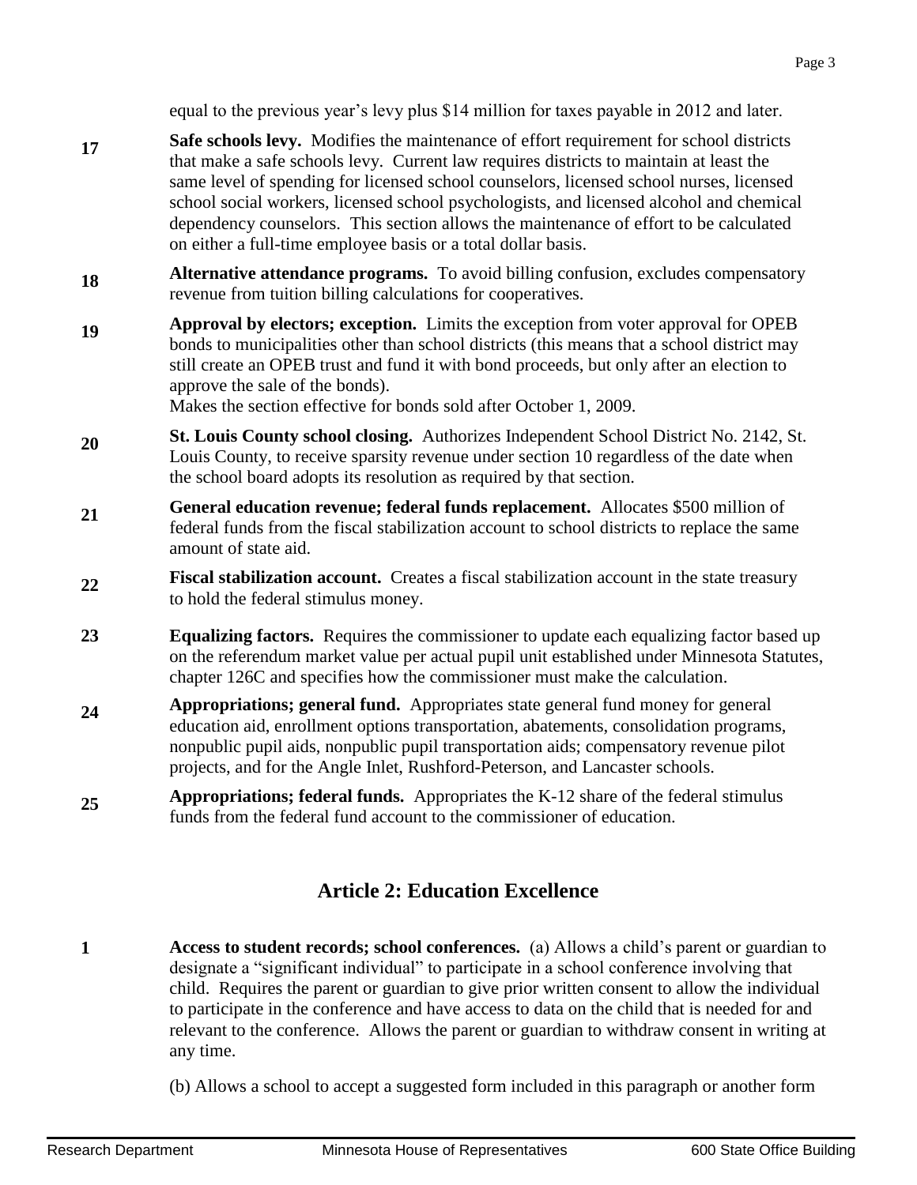equal to the previous year's levy plus $14 million for taxes payable in 2012 and later.

**17** **Safe schools levy.** Modifies the maintenance of effort requirement for school districts that make a safe schools levy. Current law requires districts to maintain at least the same level of spending for licensed school counselors, licensed school nurses, licensed school social workers, licensed school psychologists, and licensed alcohol and chemical dependency counselors. This section allows the maintenance of effort to be calculated on either a full-time employee basis or a total dollar basis.

**18** **Alternative attendance programs.** To avoid billing confusion, excludes compensatory revenue from tuition billing calculations for cooperatives.

**19** **Approval by electors; exception.** Limits the exception from voter approval for OPEB bonds to municipalities other than school districts (this means that a school district may still create an OPEB trust and fund it with bond proceeds, but only after an election to approve the sale of the bonds).
Makes the section effective for bonds sold after October 1, 2009.

**20** **St. Louis County school closing.** Authorizes Independent School District No. 2142, St. Louis County, to receive sparsity revenue under section 10 regardless of the date when the school board adopts its resolution as required by that section.

**21** **General education revenue; federal funds replacement.** Allocates $500 million of federal funds from the fiscal stabilization account to school districts to replace the same amount of state aid.

**22** **Fiscal stabilization account.** Creates a fiscal stabilization account in the state treasury to hold the federal stimulus money.

**23** **Equalizing factors.** Requires the commissioner to update each equalizing factor based up on the referendum market value per actual pupil unit established under Minnesota Statutes, chapter 126C and specifies how the commissioner must make the calculation.

**24** **Appropriations; general fund.** Appropriates state general fund money for general education aid, enrollment options transportation, abatements, consolidation programs, nonpublic pupil aids, nonpublic pupil transportation aids; compensatory revenue pilot projects, and for the Angle Inlet, Rushford-Peterson, and Lancaster schools.

**25** **Appropriations; federal funds.** Appropriates the K-12 share of the federal stimulus funds from the federal fund account to the commissioner of education.

## Article 2: Education Excellence

**1** **Access to student records; school conferences.** (a) Allows a child's parent or guardian to designate a "significant individual" to participate in a school conference involving that child. Requires the parent or guardian to give prior written consent to allow the individual to participate in the conference and have access to data on the child that is needed for and relevant to the conference. Allows the parent or guardian to withdraw consent in writing at any time.

(b) Allows a school to accept a suggested form included in this paragraph or another form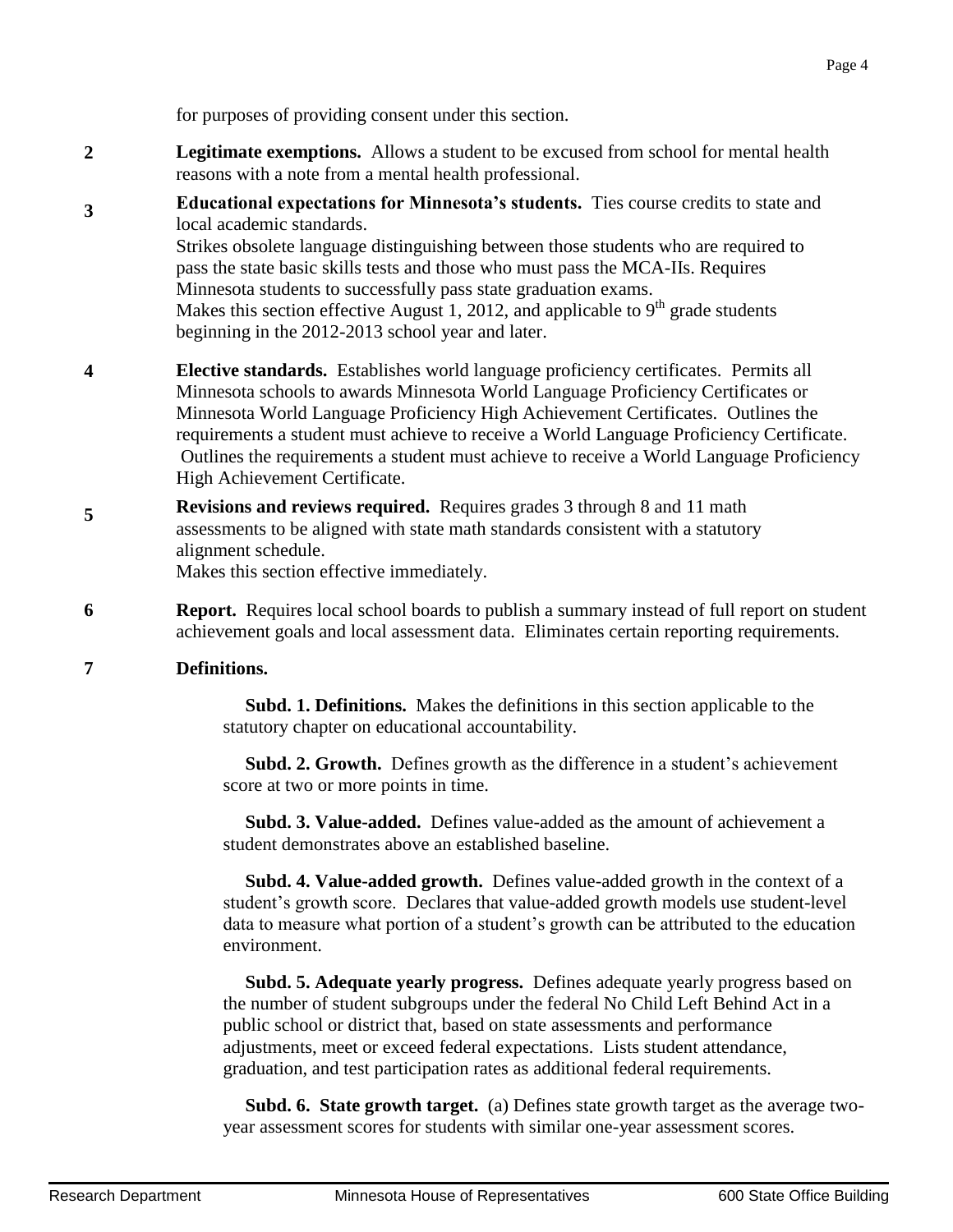for purposes of providing consent under this section.

**2** **Legitimate exemptions.** Allows a student to be excused from school for mental health reasons with a note from a mental health professional.

**3** **Educational expectations for Minnesota's students.** Ties course credits to state and local academic standards.

Strikes obsolete language distinguishing between those students who are required to pass the state basic skills tests and those who must pass the MCA-IIs. Requires Minnesota students to successfully pass state graduation exams.

Makes this section effective August 1, 2012, and applicable to 9th grade students beginning in the 2012-2013 school year and later.

**4** **Elective standards.** Establishes world language proficiency certificates. Permits all Minnesota schools to awards Minnesota World Language Proficiency Certificates or Minnesota World Language Proficiency High Achievement Certificates. Outlines the requirements a student must achieve to receive a World Language Proficiency Certificate. Outlines the requirements a student must achieve to receive a World Language Proficiency High Achievement Certificate.

**5** **Revisions and reviews required.** Requires grades 3 through 8 and 11 math assessments to be aligned with state math standards consistent with a statutory alignment schedule.

Makes this section effective immediately.

**6** **Report.** Requires local school boards to publish a summary instead of full report on student achievement goals and local assessment data. Eliminates certain reporting requirements.

**7** **Definitions.**

**Subd. 1. Definitions.** Makes the definitions in this section applicable to the statutory chapter on educational accountability.

**Subd. 2. Growth.** Defines growth as the difference in a student's achievement score at two or more points in time.

**Subd. 3. Value-added.** Defines value-added as the amount of achievement a student demonstrates above an established baseline.

**Subd. 4. Value-added growth.** Defines value-added growth in the context of a student's growth score. Declares that value-added growth models use student-level data to measure what portion of a student's growth can be attributed to the education environment.

**Subd. 5. Adequate yearly progress.** Defines adequate yearly progress based on the number of student subgroups under the federal No Child Left Behind Act in a public school or district that, based on state assessments and performance adjustments, meet or exceed federal expectations. Lists student attendance, graduation, and test participation rates as additional federal requirements.

**Subd. 6. State growth target.** (a) Defines state growth target as the average two-year assessment scores for students with similar one-year assessment scores.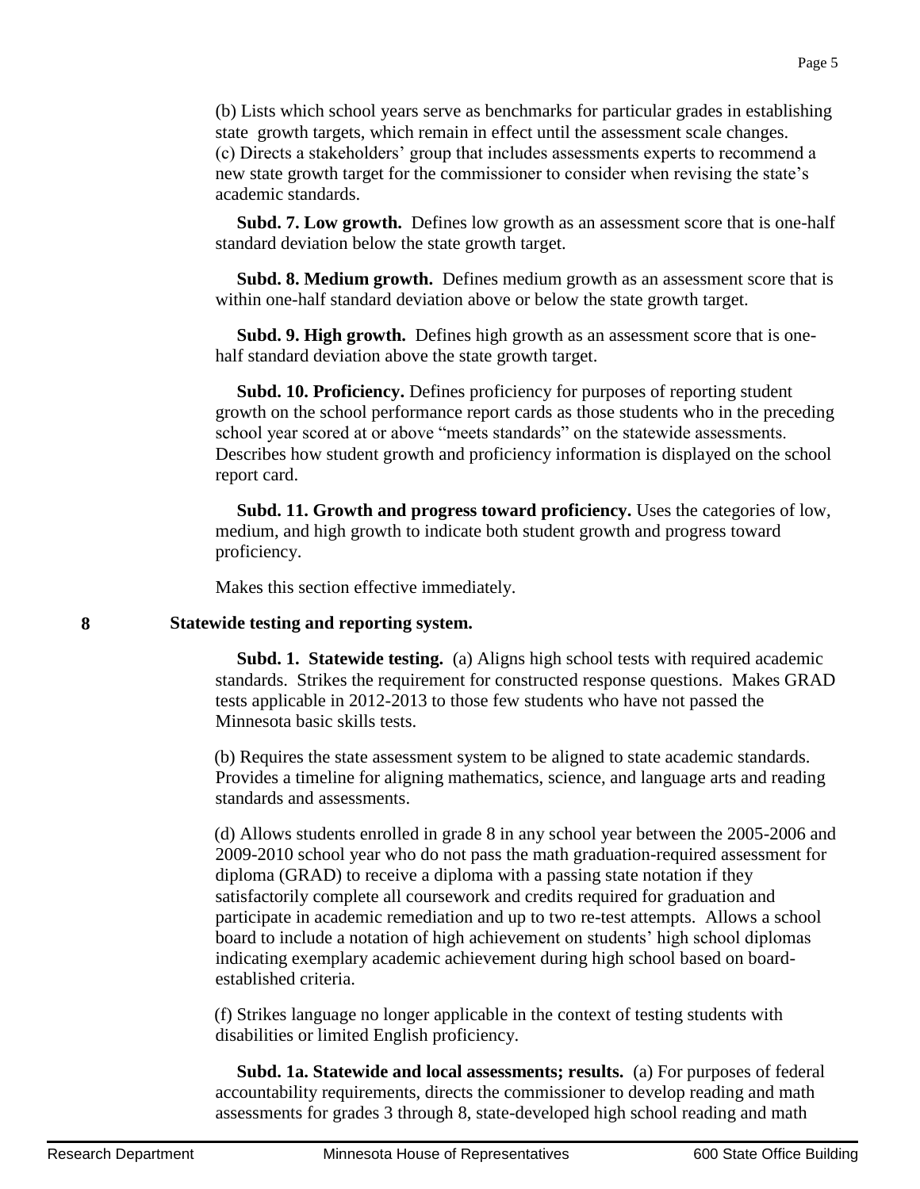(b) Lists which school years serve as benchmarks for particular grades in establishing state growth targets, which remain in effect until the assessment scale changes.
(c) Directs a stakeholders' group that includes assessments experts to recommend a new state growth target for the commissioner to consider when revising the state's academic standards.

**Subd. 7. Low growth.** Defines low growth as an assessment score that is one-half standard deviation below the state growth target.

**Subd. 8. Medium growth.** Defines medium growth as an assessment score that is within one-half standard deviation above or below the state growth target.

**Subd. 9. High growth.** Defines high growth as an assessment score that is one-half standard deviation above the state growth target.

**Subd. 10. Proficiency.** Defines proficiency for purposes of reporting student growth on the school performance report cards as those students who in the preceding school year scored at or above "meets standards" on the statewide assessments. Describes how student growth and proficiency information is displayed on the school report card.

**Subd. 11. Growth and progress toward proficiency.** Uses the categories of low, medium, and high growth to indicate both student growth and progress toward proficiency.

Makes this section effective immediately.

**8 Statewide testing and reporting system.**

**Subd. 1. Statewide testing.** (a) Aligns high school tests with required academic standards. Strikes the requirement for constructed response questions. Makes GRAD tests applicable in 2012-2013 to those few students who have not passed the Minnesota basic skills tests.

(b) Requires the state assessment system to be aligned to state academic standards. Provides a timeline for aligning mathematics, science, and language arts and reading standards and assessments.

(d) Allows students enrolled in grade 8 in any school year between the 2005-2006 and 2009-2010 school year who do not pass the math graduation-required assessment for diploma (GRAD) to receive a diploma with a passing state notation if they satisfactorily complete all coursework and credits required for graduation and participate in academic remediation and up to two re-test attempts. Allows a school board to include a notation of high achievement on students' high school diplomas indicating exemplary academic achievement during high school based on board-established criteria.

(f) Strikes language no longer applicable in the context of testing students with disabilities or limited English proficiency.

**Subd. 1a. Statewide and local assessments; results.** (a) For purposes of federal accountability requirements, directs the commissioner to develop reading and math assessments for grades 3 through 8, state-developed high school reading and math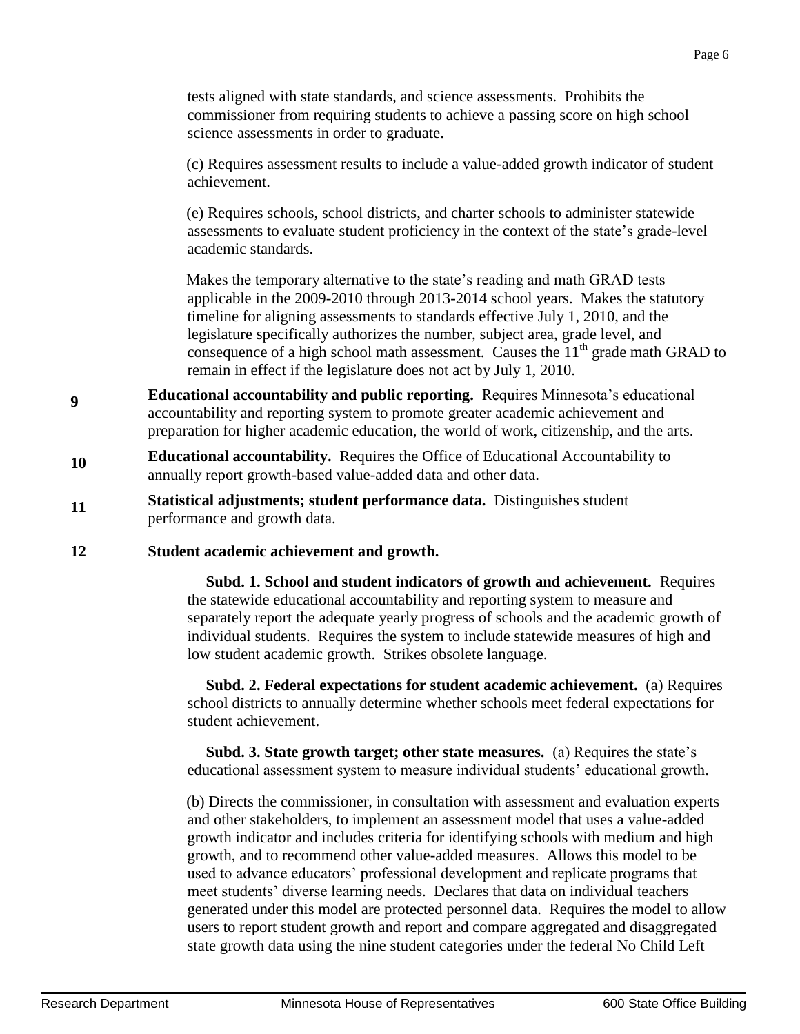tests aligned with state standards, and science assessments. Prohibits the commissioner from requiring students to achieve a passing score on high school science assessments in order to graduate.

(c) Requires assessment results to include a value-added growth indicator of student achievement.

(e) Requires schools, school districts, and charter schools to administer statewide assessments to evaluate student proficiency in the context of the state's grade-level academic standards.

Makes the temporary alternative to the state's reading and math GRAD tests applicable in the 2009-2010 through 2013-2014 school years. Makes the statutory timeline for aligning assessments to standards effective July 1, 2010, and the legislature specifically authorizes the number, subject area, grade level, and consequence of a high school math assessment. Causes the 11th grade math GRAD to remain in effect if the legislature does not act by July 1, 2010.

**9** **Educational accountability and public reporting.** Requires Minnesota's educational accountability and reporting system to promote greater academic achievement and preparation for higher academic education, the world of work, citizenship, and the arts.

**10** **Educational accountability.** Requires the Office of Educational Accountability to annually report growth-based value-added data and other data.

**11** **Statistical adjustments; student performance data.** Distinguishes student performance and growth data.

**12** **Student academic achievement and growth.**

**Subd. 1. School and student indicators of growth and achievement.** Requires the statewide educational accountability and reporting system to measure and separately report the adequate yearly progress of schools and the academic growth of individual students. Requires the system to include statewide measures of high and low student academic growth. Strikes obsolete language.

**Subd. 2. Federal expectations for student academic achievement.** (a) Requires school districts to annually determine whether schools meet federal expectations for student achievement.

**Subd. 3. State growth target; other state measures.** (a) Requires the state's educational assessment system to measure individual students' educational growth.

(b) Directs the commissioner, in consultation with assessment and evaluation experts and other stakeholders, to implement an assessment model that uses a value-added growth indicator and includes criteria for identifying schools with medium and high growth, and to recommend other value-added measures. Allows this model to be used to advance educators' professional development and replicate programs that meet students' diverse learning needs. Declares that data on individual teachers generated under this model are protected personnel data. Requires the model to allow users to report student growth and report and compare aggregated and disaggregated state growth data using the nine student categories under the federal No Child Left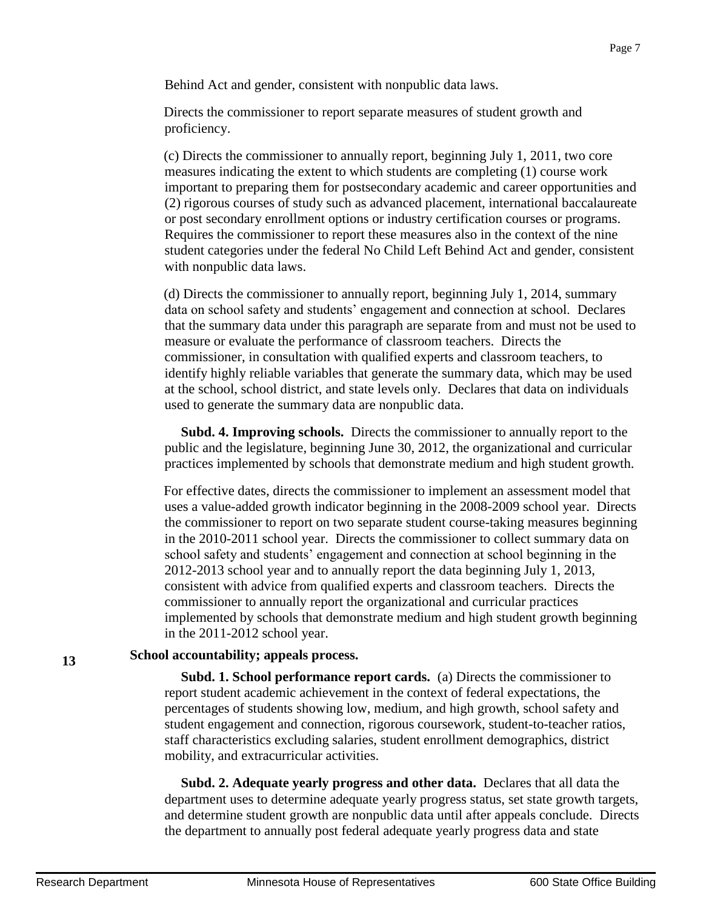Behind Act and gender, consistent with nonpublic data laws.

Directs the commissioner to report separate measures of student growth and proficiency.

(c) Directs the commissioner to annually report, beginning July 1, 2011, two core measures indicating the extent to which students are completing (1) course work important to preparing them for postsecondary academic and career opportunities and (2) rigorous courses of study such as advanced placement, international baccalaureate or post secondary enrollment options or industry certification courses or programs. Requires the commissioner to report these measures also in the context of the nine student categories under the federal No Child Left Behind Act and gender, consistent with nonpublic data laws.

(d) Directs the commissioner to annually report, beginning July 1, 2014, summary data on school safety and students' engagement and connection at school. Declares that the summary data under this paragraph are separate from and must not be used to measure or evaluate the performance of classroom teachers. Directs the commissioner, in consultation with qualified experts and classroom teachers, to identify highly reliable variables that generate the summary data, which may be used at the school, school district, and state levels only. Declares that data on individuals used to generate the summary data are nonpublic data.

**Subd. 4. Improving schools.** Directs the commissioner to annually report to the public and the legislature, beginning June 30, 2012, the organizational and curricular practices implemented by schools that demonstrate medium and high student growth.

For effective dates, directs the commissioner to implement an assessment model that uses a value-added growth indicator beginning in the 2008-2009 school year. Directs the commissioner to report on two separate student course-taking measures beginning in the 2010-2011 school year. Directs the commissioner to collect summary data on school safety and students' engagement and connection at school beginning in the 2012-2013 school year and to annually report the data beginning July 1, 2013, consistent with advice from qualified experts and classroom teachers. Directs the commissioner to annually report the organizational and curricular practices implemented by schools that demonstrate medium and high student growth beginning in the 2011-2012 school year.

**13** **School accountability; appeals process.**

**Subd. 1. School performance report cards.** (a) Directs the commissioner to report student academic achievement in the context of federal expectations, the percentages of students showing low, medium, and high growth, school safety and student engagement and connection, rigorous coursework, student-to-teacher ratios, staff characteristics excluding salaries, student enrollment demographics, district mobility, and extracurricular activities.

**Subd. 2. Adequate yearly progress and other data.** Declares that all data the department uses to determine adequate yearly progress status, set state growth targets, and determine student growth are nonpublic data until after appeals conclude. Directs the department to annually post federal adequate yearly progress data and state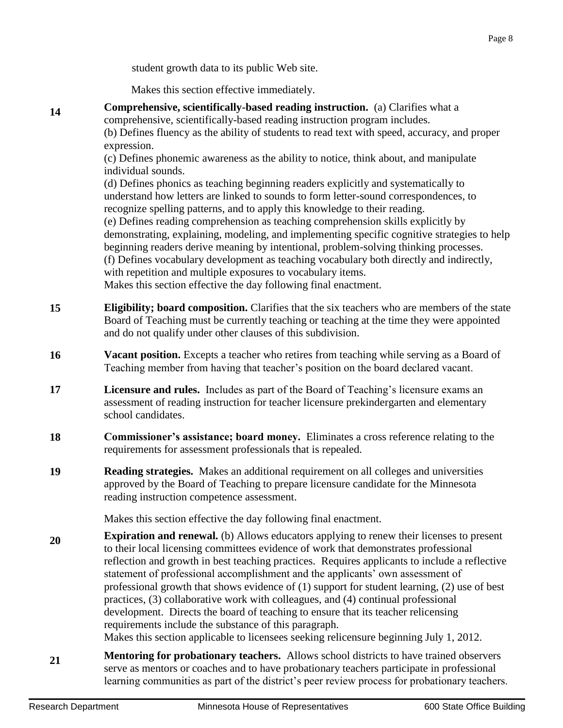student growth data to its public Web site.

Makes this section effective immediately.

**14** **Comprehensive, scientifically-based reading instruction.** (a) Clarifies what a comprehensive, scientifically-based reading instruction program includes.
(b) Defines fluency as the ability of students to read text with speed, accuracy, and proper expression.
(c) Defines phonemic awareness as the ability to notice, think about, and manipulate individual sounds.
(d) Defines phonics as teaching beginning readers explicitly and systematically to understand how letters are linked to sounds to form letter-sound correspondences, to recognize spelling patterns, and to apply this knowledge to their reading.
(e) Defines reading comprehension as teaching comprehension skills explicitly by demonstrating, explaining, modeling, and implementing specific cognitive strategies to help beginning readers derive meaning by intentional, problem-solving thinking processes.
(f) Defines vocabulary development as teaching vocabulary both directly and indirectly, with repetition and multiple exposures to vocabulary items.
Makes this section effective the day following final enactment.

**15** **Eligibility; board composition.** Clarifies that the six teachers who are members of the state Board of Teaching must be currently teaching or teaching at the time they were appointed and do not qualify under other clauses of this subdivision.

**16** **Vacant position.** Excepts a teacher who retires from teaching while serving as a Board of Teaching member from having that teacher's position on the board declared vacant.

**17** **Licensure and rules.** Includes as part of the Board of Teaching's licensure exams an assessment of reading instruction for teacher licensure prekindergarten and elementary school candidates.

**18** **Commissioner's assistance; board money.** Eliminates a cross reference relating to the requirements for assessment professionals that is repealed.

**19** **Reading strategies.** Makes an additional requirement on all colleges and universities approved by the Board of Teaching to prepare licensure candidate for the Minnesota reading instruction competence assessment.

Makes this section effective the day following final enactment.

**20** **Expiration and renewal.** (b) Allows educators applying to renew their licenses to present to their local licensing committees evidence of work that demonstrates professional reflection and growth in best teaching practices. Requires applicants to include a reflective statement of professional accomplishment and the applicants' own assessment of professional growth that shows evidence of (1) support for student learning, (2) use of best practices, (3) collaborative work with colleagues, and (4) continual professional development. Directs the board of teaching to ensure that its teacher relicensing requirements include the substance of this paragraph.
Makes this section applicable to licensees seeking relicensure beginning July 1, 2012.

**21** **Mentoring for probationary teachers.** Allows school districts to have trained observers serve as mentors or coaches and to have probationary teachers participate in professional learning communities as part of the district's peer review process for probationary teachers.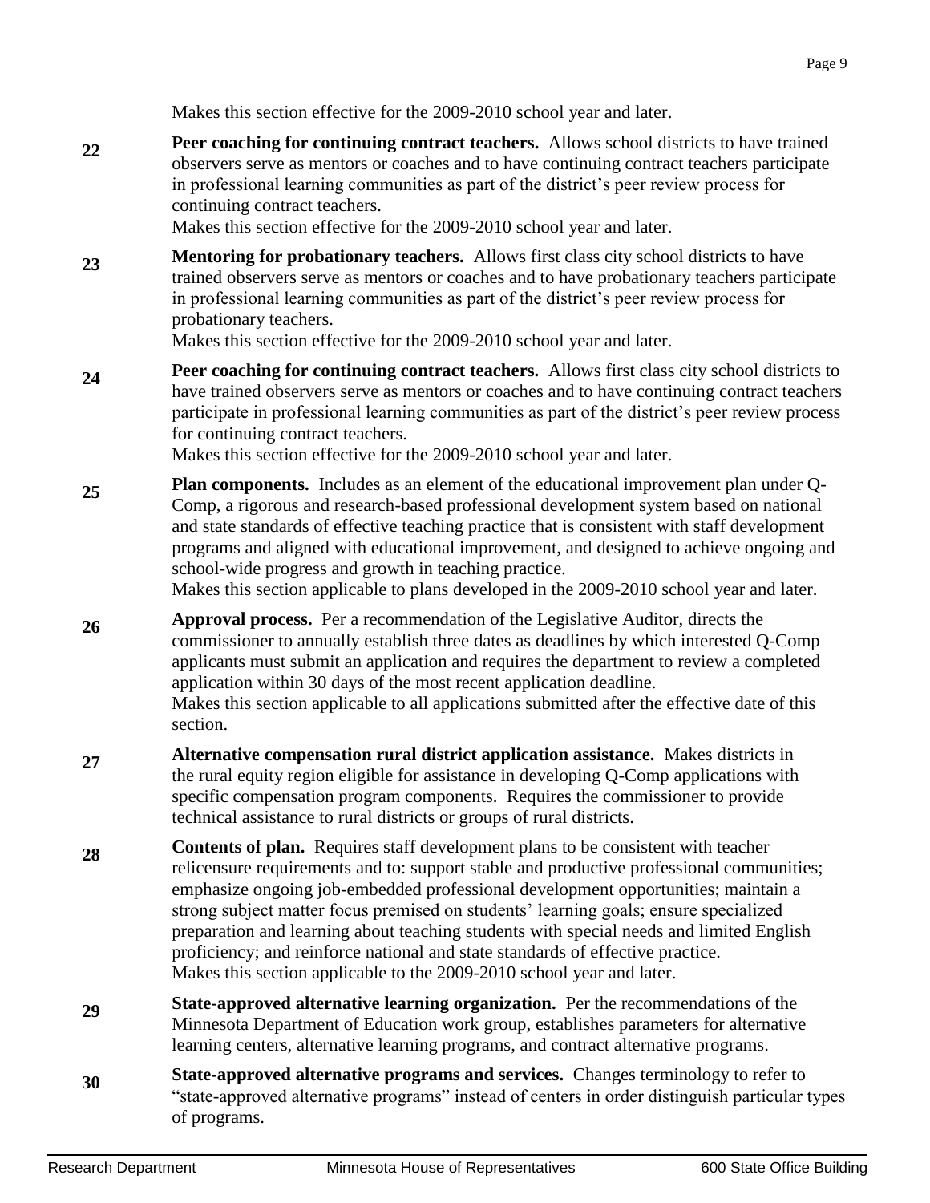Makes this section effective for the 2009-2010 school year and later.

**22** **Peer coaching for continuing contract teachers.** Allows school districts to have trained observers serve as mentors or coaches and to have continuing contract teachers participate in professional learning communities as part of the district's peer review process for continuing contract teachers.
Makes this section effective for the 2009-2010 school year and later.

**23** **Mentoring for probationary teachers.** Allows first class city school districts to have trained observers serve as mentors or coaches and to have probationary teachers participate in professional learning communities as part of the district's peer review process for probationary teachers.
Makes this section effective for the 2009-2010 school year and later.

**24** **Peer coaching for continuing contract teachers.** Allows first class city school districts to have trained observers serve as mentors or coaches and to have continuing contract teachers participate in professional learning communities as part of the district's peer review process for continuing contract teachers.
Makes this section effective for the 2009-2010 school year and later.

**25** **Plan components.** Includes as an element of the educational improvement plan under Q-Comp, a rigorous and research-based professional development system based on national and state standards of effective teaching practice that is consistent with staff development programs and aligned with educational improvement, and designed to achieve ongoing and school-wide progress and growth in teaching practice.
Makes this section applicable to plans developed in the 2009-2010 school year and later.

**26** **Approval process.** Per a recommendation of the Legislative Auditor, directs the commissioner to annually establish three dates as deadlines by which interested Q-Comp applicants must submit an application and requires the department to review a completed application within 30 days of the most recent application deadline.
Makes this section applicable to all applications submitted after the effective date of this section.

**27** **Alternative compensation rural district application assistance.** Makes districts in the rural equity region eligible for assistance in developing Q-Comp applications with specific compensation program components. Requires the commissioner to provide technical assistance to rural districts or groups of rural districts.

**28** **Contents of plan.** Requires staff development plans to be consistent with teacher relicensure requirements and to: support stable and productive professional communities; emphasize ongoing job-embedded professional development opportunities; maintain a strong subject matter focus premised on students' learning goals; ensure specialized preparation and learning about teaching students with special needs and limited English proficiency; and reinforce national and state standards of effective practice.
Makes this section applicable to the 2009-2010 school year and later.

**29** **State-approved alternative learning organization.** Per the recommendations of the Minnesota Department of Education work group, establishes parameters for alternative learning centers, alternative learning programs, and contract alternative programs.

**30** **State-approved alternative programs and services.** Changes terminology to refer to "state-approved alternative programs" instead of centers in order distinguish particular types of programs.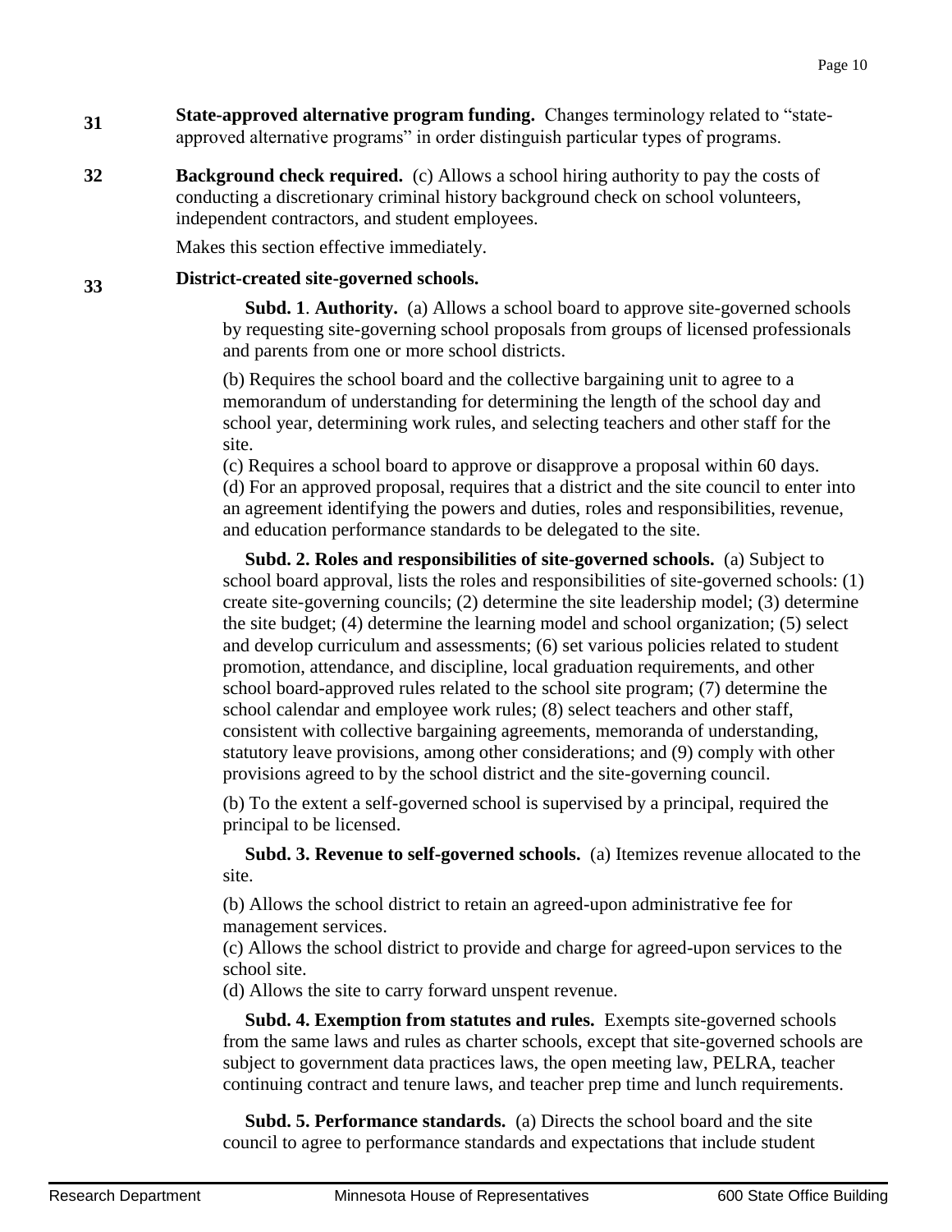**31** **State-approved alternative program funding.** Changes terminology related to "state-approved alternative programs" in order distinguish particular types of programs.

**32** **Background check required.** (c) Allows a school hiring authority to pay the costs of conducting a discretionary criminal history background check on school volunteers, independent contractors, and student employees.

Makes this section effective immediately.

**33** **District-created site-governed schools.**

**Subd. 1**. **Authority.** (a) Allows a school board to approve site-governed schools by requesting site-governing school proposals from groups of licensed professionals and parents from one or more school districts.

(b) Requires the school board and the collective bargaining unit to agree to a memorandum of understanding for determining the length of the school day and school year, determining work rules, and selecting teachers and other staff for the site.

(c) Requires a school board to approve or disapprove a proposal within 60 days.

(d) For an approved proposal, requires that a district and the site council to enter into an agreement identifying the powers and duties, roles and responsibilities, revenue, and education performance standards to be delegated to the site.

**Subd. 2. Roles and responsibilities of site-governed schools.** (a) Subject to school board approval, lists the roles and responsibilities of site-governed schools: (1) create site-governing councils; (2) determine the site leadership model; (3) determine the site budget; (4) determine the learning model and school organization; (5) select and develop curriculum and assessments; (6) set various policies related to student promotion, attendance, and discipline, local graduation requirements, and other school board-approved rules related to the school site program; (7) determine the school calendar and employee work rules; (8) select teachers and other staff, consistent with collective bargaining agreements, memoranda of understanding, statutory leave provisions, among other considerations; and (9) comply with other provisions agreed to by the school district and the site-governing council.

(b) To the extent a self-governed school is supervised by a principal, required the principal to be licensed.

**Subd. 3. Revenue to self-governed schools.** (a) Itemizes revenue allocated to the site.

(b) Allows the school district to retain an agreed-upon administrative fee for management services.

(c) Allows the school district to provide and charge for agreed-upon services to the school site.

(d) Allows the site to carry forward unspent revenue.

**Subd. 4. Exemption from statutes and rules.** Exempts site-governed schools from the same laws and rules as charter schools, except that site-governed schools are subject to government data practices laws, the open meeting law, PELRA, teacher continuing contract and tenure laws, and teacher prep time and lunch requirements.

**Subd. 5. Performance standards.** (a) Directs the school board and the site council to agree to performance standards and expectations that include student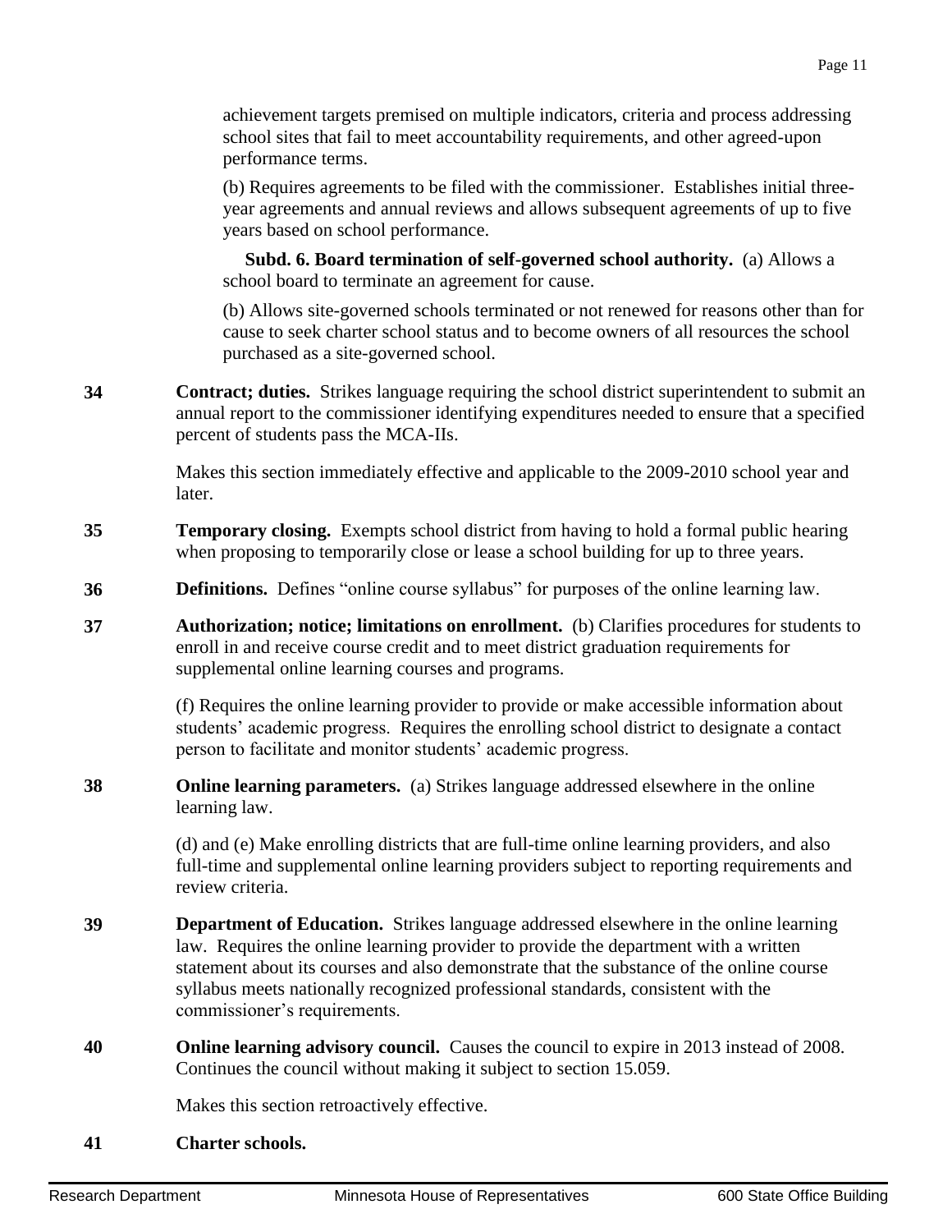achievement targets premised on multiple indicators, criteria and process addressing school sites that fail to meet accountability requirements, and other agreed-upon performance terms.

(b) Requires agreements to be filed with the commissioner. Establishes initial three-year agreements and annual reviews and allows subsequent agreements of up to five years based on school performance.

**Subd. 6. Board termination of self-governed school authority.** (a) Allows a school board to terminate an agreement for cause.

(b) Allows site-governed schools terminated or not renewed for reasons other than for cause to seek charter school status and to become owners of all resources the school purchased as a site-governed school.

**34** **Contract; duties.** Strikes language requiring the school district superintendent to submit an annual report to the commissioner identifying expenditures needed to ensure that a specified percent of students pass the MCA-IIs.

Makes this section immediately effective and applicable to the 2009-2010 school year and later.

**35** **Temporary closing.** Exempts school district from having to hold a formal public hearing when proposing to temporarily close or lease a school building for up to three years.

**36** **Definitions.** Defines "online course syllabus" for purposes of the online learning law.

**37** **Authorization; notice; limitations on enrollment.** (b) Clarifies procedures for students to enroll in and receive course credit and to meet district graduation requirements for supplemental online learning courses and programs.

(f) Requires the online learning provider to provide or make accessible information about students' academic progress. Requires the enrolling school district to designate a contact person to facilitate and monitor students' academic progress.

**38** **Online learning parameters.** (a) Strikes language addressed elsewhere in the online learning law.

(d) and (e) Make enrolling districts that are full-time online learning providers, and also full-time and supplemental online learning providers subject to reporting requirements and review criteria.

**39** **Department of Education.** Strikes language addressed elsewhere in the online learning law. Requires the online learning provider to provide the department with a written statement about its courses and also demonstrate that the substance of the online course syllabus meets nationally recognized professional standards, consistent with the commissioner's requirements.

**40** **Online learning advisory council.** Causes the council to expire in 2013 instead of 2008. Continues the council without making it subject to section 15.059.

Makes this section retroactively effective.

**41** **Charter schools.**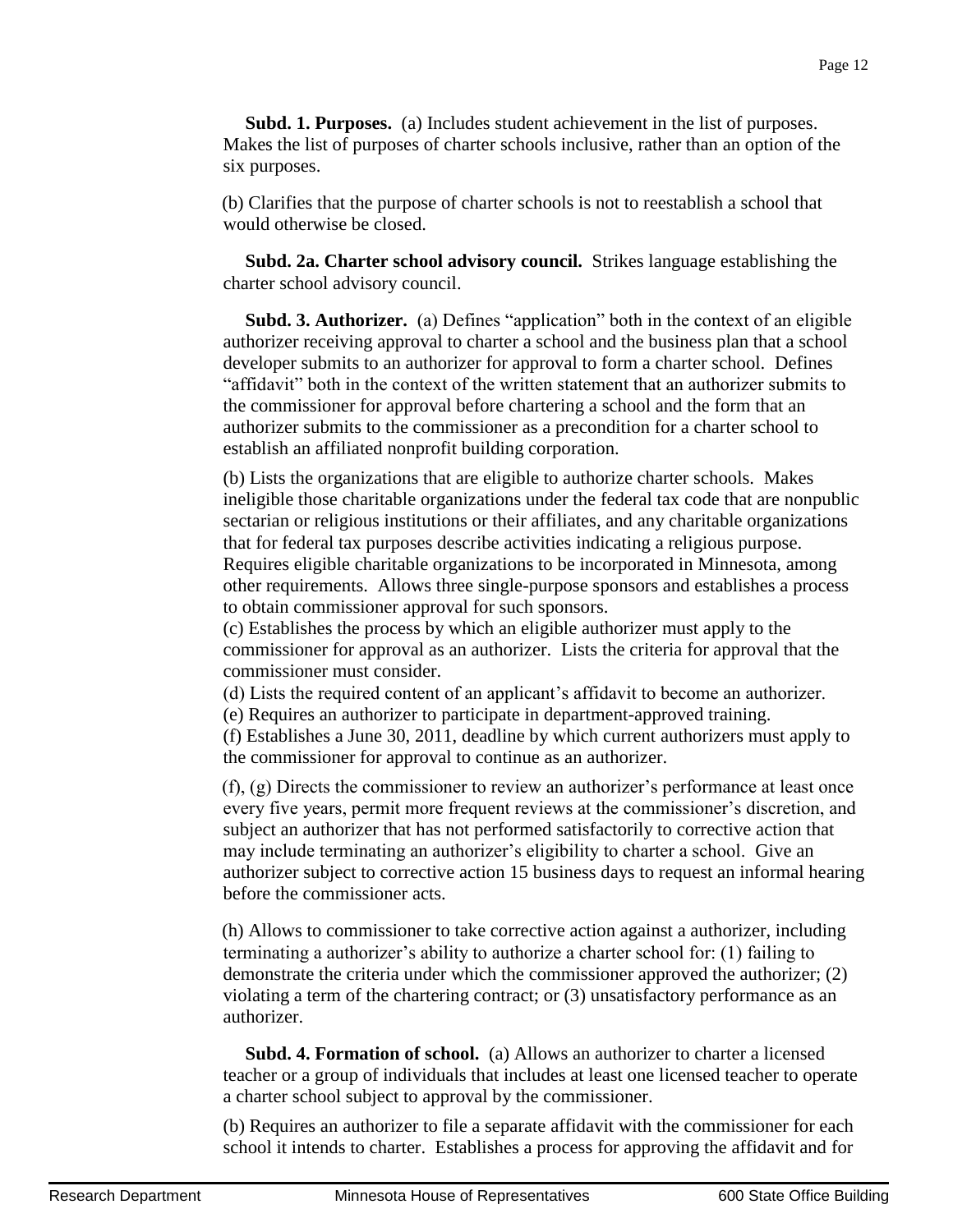**Subd. 1. Purposes.** (a) Includes student achievement in the list of purposes. Makes the list of purposes of charter schools inclusive, rather than an option of the six purposes.

(b) Clarifies that the purpose of charter schools is not to reestablish a school that would otherwise be closed.

**Subd. 2a. Charter school advisory council.** Strikes language establishing the charter school advisory council.

**Subd. 3. Authorizer.** (a) Defines "application" both in the context of an eligible authorizer receiving approval to charter a school and the business plan that a school developer submits to an authorizer for approval to form a charter school. Defines "affidavit" both in the context of the written statement that an authorizer submits to the commissioner for approval before chartering a school and the form that an authorizer submits to the commissioner as a precondition for a charter school to establish an affiliated nonprofit building corporation.

(b) Lists the organizations that are eligible to authorize charter schools. Makes ineligible those charitable organizations under the federal tax code that are nonpublic sectarian or religious institutions or their affiliates, and any charitable organizations that for federal tax purposes describe activities indicating a religious purpose. Requires eligible charitable organizations to be incorporated in Minnesota, among other requirements. Allows three single-purpose sponsors and establishes a process to obtain commissioner approval for such sponsors.

(c) Establishes the process by which an eligible authorizer must apply to the commissioner for approval as an authorizer. Lists the criteria for approval that the commissioner must consider.

(d) Lists the required content of an applicant's affidavit to become an authorizer.

(e) Requires an authorizer to participate in department-approved training.

(f) Establishes a June 30, 2011, deadline by which current authorizers must apply to the commissioner for approval to continue as an authorizer.

(f), (g) Directs the commissioner to review an authorizer's performance at least once every five years, permit more frequent reviews at the commissioner's discretion, and subject an authorizer that has not performed satisfactorily to corrective action that may include terminating an authorizer's eligibility to charter a school. Give an authorizer subject to corrective action 15 business days to request an informal hearing before the commissioner acts.

(h) Allows to commissioner to take corrective action against a authorizer, including terminating a authorizer's ability to authorize a charter school for: (1) failing to demonstrate the criteria under which the commissioner approved the authorizer; (2) violating a term of the chartering contract; or (3) unsatisfactory performance as an authorizer.

**Subd. 4. Formation of school.** (a) Allows an authorizer to charter a licensed teacher or a group of individuals that includes at least one licensed teacher to operate a charter school subject to approval by the commissioner.

(b) Requires an authorizer to file a separate affidavit with the commissioner for each school it intends to charter. Establishes a process for approving the affidavit and for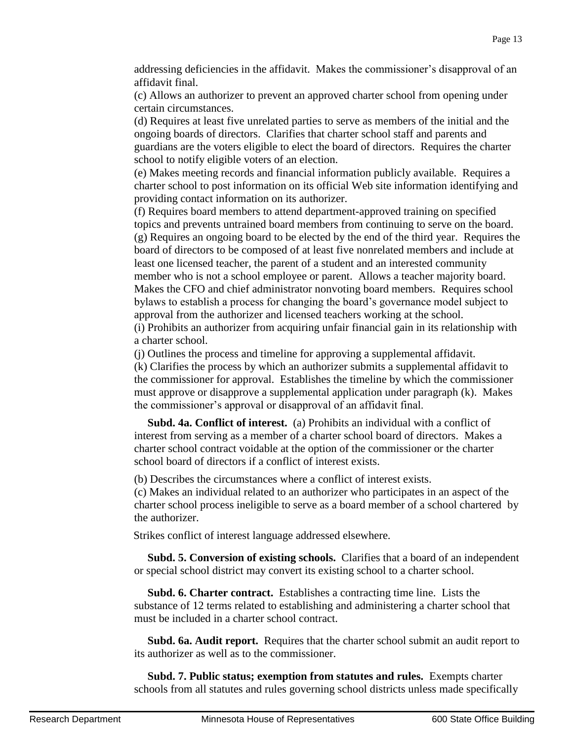addressing deficiencies in the affidavit. Makes the commissioner's disapproval of an affidavit final.

(c) Allows an authorizer to prevent an approved charter school from opening under certain circumstances.

(d) Requires at least five unrelated parties to serve as members of the initial and the ongoing boards of directors. Clarifies that charter school staff and parents and guardians are the voters eligible to elect the board of directors. Requires the charter school to notify eligible voters of an election.

(e) Makes meeting records and financial information publicly available. Requires a charter school to post information on its official Web site information identifying and providing contact information on its authorizer.

(f) Requires board members to attend department-approved training on specified topics and prevents untrained board members from continuing to serve on the board.

(g) Requires an ongoing board to be elected by the end of the third year. Requires the board of directors to be composed of at least five nonrelated members and include at least one licensed teacher, the parent of a student and an interested community member who is not a school employee or parent. Allows a teacher majority board. Makes the CFO and chief administrator nonvoting board members. Requires school bylaws to establish a process for changing the board's governance model subject to approval from the authorizer and licensed teachers working at the school.

(i) Prohibits an authorizer from acquiring unfair financial gain in its relationship with a charter school.

(j) Outlines the process and timeline for approving a supplemental affidavit.

(k) Clarifies the process by which an authorizer submits a supplemental affidavit to the commissioner for approval. Establishes the timeline by which the commissioner must approve or disapprove a supplemental application under paragraph (k). Makes the commissioner's approval or disapproval of an affidavit final.

**Subd. 4a. Conflict of interest.** (a) Prohibits an individual with a conflict of interest from serving as a member of a charter school board of directors. Makes a charter school contract voidable at the option of the commissioner or the charter school board of directors if a conflict of interest exists.

(b) Describes the circumstances where a conflict of interest exists.

(c) Makes an individual related to an authorizer who participates in an aspect of the charter school process ineligible to serve as a board member of a school chartered by the authorizer.

Strikes conflict of interest language addressed elsewhere.

**Subd. 5. Conversion of existing schools.** Clarifies that a board of an independent or special school district may convert its existing school to a charter school.

**Subd. 6. Charter contract.** Establishes a contracting time line. Lists the substance of 12 terms related to establishing and administering a charter school that must be included in a charter school contract.

**Subd. 6a. Audit report.** Requires that the charter school submit an audit report to its authorizer as well as to the commissioner.

**Subd. 7. Public status; exemption from statutes and rules.** Exempts charter schools from all statutes and rules governing school districts unless made specifically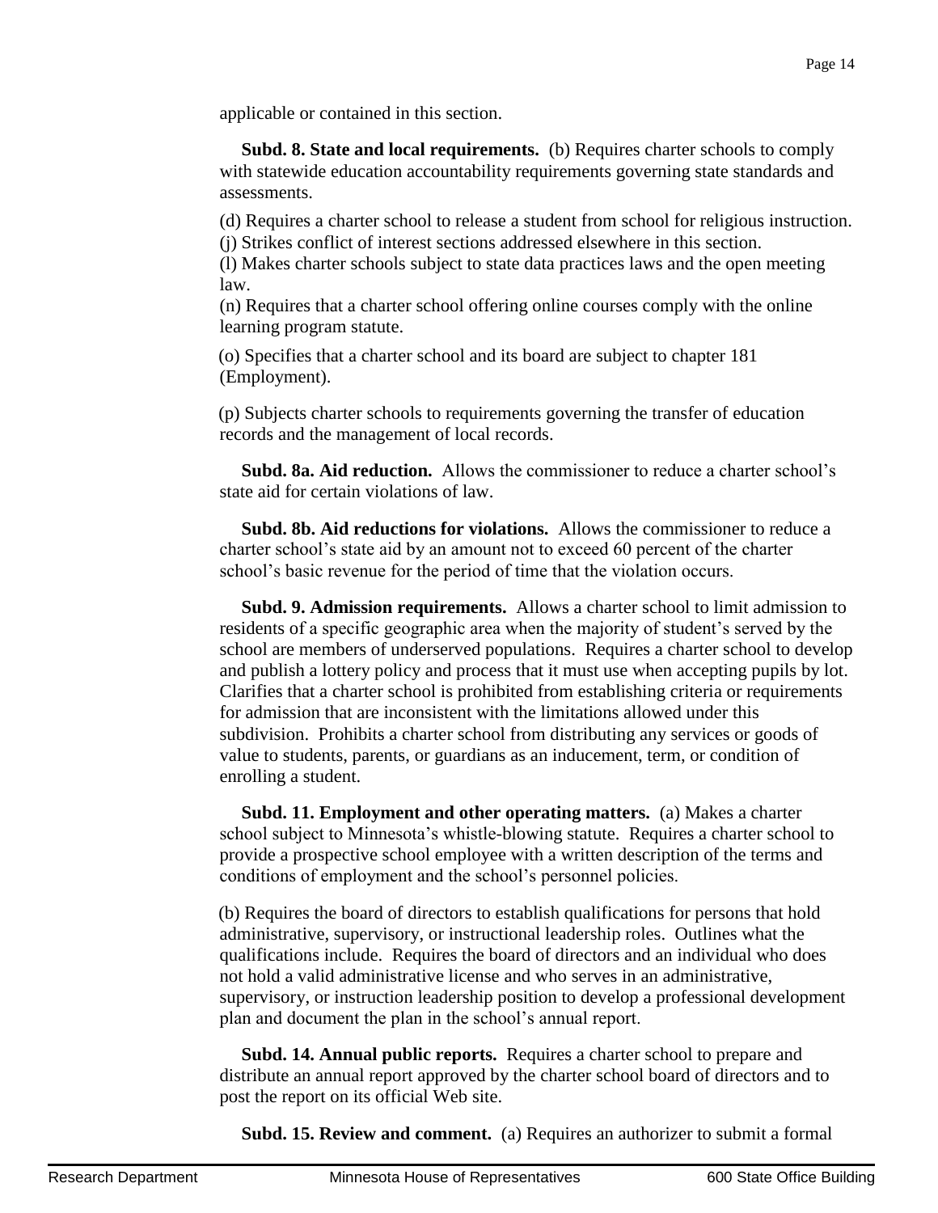applicable or contained in this section.

**Subd. 8. State and local requirements.** (b) Requires charter schools to comply with statewide education accountability requirements governing state standards and assessments.

(d) Requires a charter school to release a student from school for religious instruction.
(j) Strikes conflict of interest sections addressed elsewhere in this section.
(l) Makes charter schools subject to state data practices laws and the open meeting law.
(n) Requires that a charter school offering online courses comply with the online learning program statute.

(o) Specifies that a charter school and its board are subject to chapter 181 (Employment).

(p) Subjects charter schools to requirements governing the transfer of education records and the management of local records.

**Subd. 8a. Aid reduction.** Allows the commissioner to reduce a charter school's state aid for certain violations of law.

**Subd. 8b. Aid reductions for violations.** Allows the commissioner to reduce a charter school's state aid by an amount not to exceed 60 percent of the charter school's basic revenue for the period of time that the violation occurs.

**Subd. 9. Admission requirements.** Allows a charter school to limit admission to residents of a specific geographic area when the majority of student's served by the school are members of underserved populations. Requires a charter school to develop and publish a lottery policy and process that it must use when accepting pupils by lot. Clarifies that a charter school is prohibited from establishing criteria or requirements for admission that are inconsistent with the limitations allowed under this subdivision. Prohibits a charter school from distributing any services or goods of value to students, parents, or guardians as an inducement, term, or condition of enrolling a student.

**Subd. 11. Employment and other operating matters.** (a) Makes a charter school subject to Minnesota's whistle-blowing statute. Requires a charter school to provide a prospective school employee with a written description of the terms and conditions of employment and the school's personnel policies.

(b) Requires the board of directors to establish qualifications for persons that hold administrative, supervisory, or instructional leadership roles. Outlines what the qualifications include. Requires the board of directors and an individual who does not hold a valid administrative license and who serves in an administrative, supervisory, or instruction leadership position to develop a professional development plan and document the plan in the school's annual report.

**Subd. 14. Annual public reports.** Requires a charter school to prepare and distribute an annual report approved by the charter school board of directors and to post the report on its official Web site.

**Subd. 15. Review and comment.** (a) Requires an authorizer to submit a formal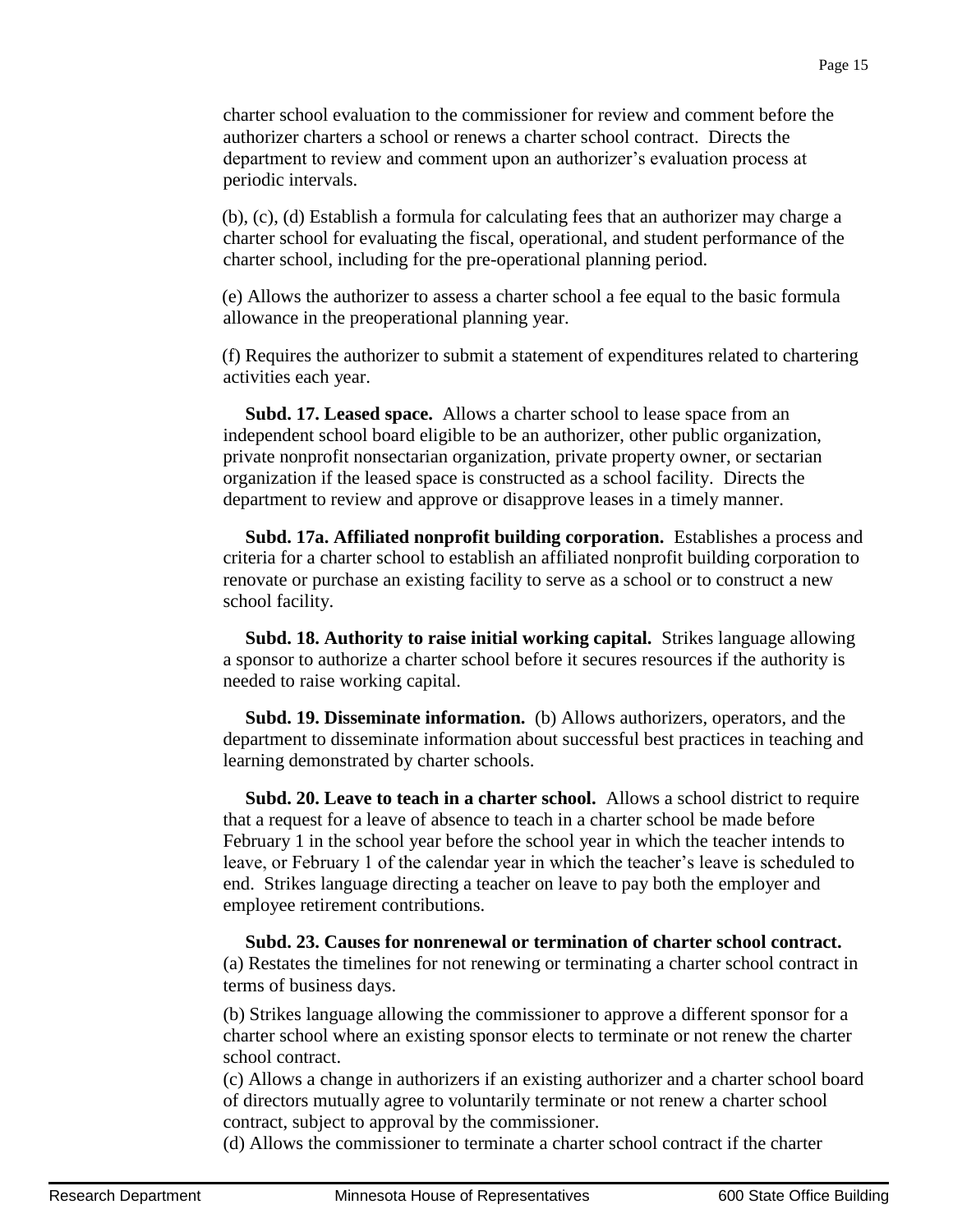charter school evaluation to the commissioner for review and comment before the authorizer charters a school or renews a charter school contract. Directs the department to review and comment upon an authorizer's evaluation process at periodic intervals.

(b), (c), (d) Establish a formula for calculating fees that an authorizer may charge a charter school for evaluating the fiscal, operational, and student performance of the charter school, including for the pre-operational planning period.

(e) Allows the authorizer to assess a charter school a fee equal to the basic formula allowance in the preoperational planning year.

(f) Requires the authorizer to submit a statement of expenditures related to chartering activities each year.

**Subd. 17. Leased space.** Allows a charter school to lease space from an independent school board eligible to be an authorizer, other public organization, private nonprofit nonsectarian organization, private property owner, or sectarian organization if the leased space is constructed as a school facility. Directs the department to review and approve or disapprove leases in a timely manner.

**Subd. 17a. Affiliated nonprofit building corporation.** Establishes a process and criteria for a charter school to establish an affiliated nonprofit building corporation to renovate or purchase an existing facility to serve as a school or to construct a new school facility.

**Subd. 18. Authority to raise initial working capital.** Strikes language allowing a sponsor to authorize a charter school before it secures resources if the authority is needed to raise working capital.

**Subd. 19. Disseminate information.** (b) Allows authorizers, operators, and the department to disseminate information about successful best practices in teaching and learning demonstrated by charter schools.

**Subd. 20. Leave to teach in a charter school.** Allows a school district to require that a request for a leave of absence to teach in a charter school be made before February 1 in the school year before the school year in which the teacher intends to leave, or February 1 of the calendar year in which the teacher's leave is scheduled to end. Strikes language directing a teacher on leave to pay both the employer and employee retirement contributions.

**Subd. 23. Causes for nonrenewal or termination of charter school contract.**
(a) Restates the timelines for not renewing or terminating a charter school contract in terms of business days.

(b) Strikes language allowing the commissioner to approve a different sponsor for a charter school where an existing sponsor elects to terminate or not renew the charter school contract.

(c) Allows a change in authorizers if an existing authorizer and a charter school board of directors mutually agree to voluntarily terminate or not renew a charter school contract, subject to approval by the commissioner.

(d) Allows the commissioner to terminate a charter school contract if the charter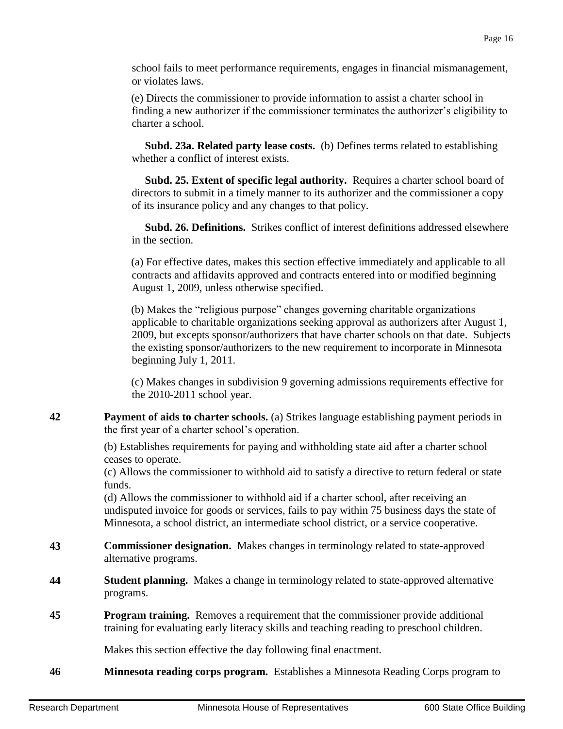school fails to meet performance requirements, engages in financial mismanagement, or violates laws.

(e) Directs the commissioner to provide information to assist a charter school in finding a new authorizer if the commissioner terminates the authorizer's eligibility to charter a school.

**Subd. 23a. Related party lease costs.** (b) Defines terms related to establishing whether a conflict of interest exists.

**Subd. 25. Extent of specific legal authority.** Requires a charter school board of directors to submit in a timely manner to its authorizer and the commissioner a copy of its insurance policy and any changes to that policy.

**Subd. 26. Definitions.** Strikes conflict of interest definitions addressed elsewhere in the section.

(a) For effective dates, makes this section effective immediately and applicable to all contracts and affidavits approved and contracts entered into or modified beginning August 1, 2009, unless otherwise specified.

(b) Makes the "religious purpose" changes governing charitable organizations applicable to charitable organizations seeking approval as authorizers after August 1, 2009, but excepts sponsor/authorizers that have charter schools on that date. Subjects the existing sponsor/authorizers to the new requirement to incorporate in Minnesota beginning July 1, 2011.

(c) Makes changes in subdivision 9 governing admissions requirements effective for the 2010-2011 school year.

**42** **Payment of aids to charter schools.** (a) Strikes language establishing payment periods in the first year of a charter school's operation.

(b) Establishes requirements for paying and withholding state aid after a charter school ceases to operate.

(c) Allows the commissioner to withhold aid to satisfy a directive to return federal or state funds.

(d) Allows the commissioner to withhold aid if a charter school, after receiving an undisputed invoice for goods or services, fails to pay within 75 business days the state of Minnesota, a school district, an intermediate school district, or a service cooperative.

**43** **Commissioner designation.** Makes changes in terminology related to state-approved alternative programs.

**44** **Student planning.** Makes a change in terminology related to state-approved alternative programs.

**45** **Program training.** Removes a requirement that the commissioner provide additional training for evaluating early literacy skills and teaching reading to preschool children.

Makes this section effective the day following final enactment.

**46** **Minnesota reading corps program.** Establishes a Minnesota Reading Corps program to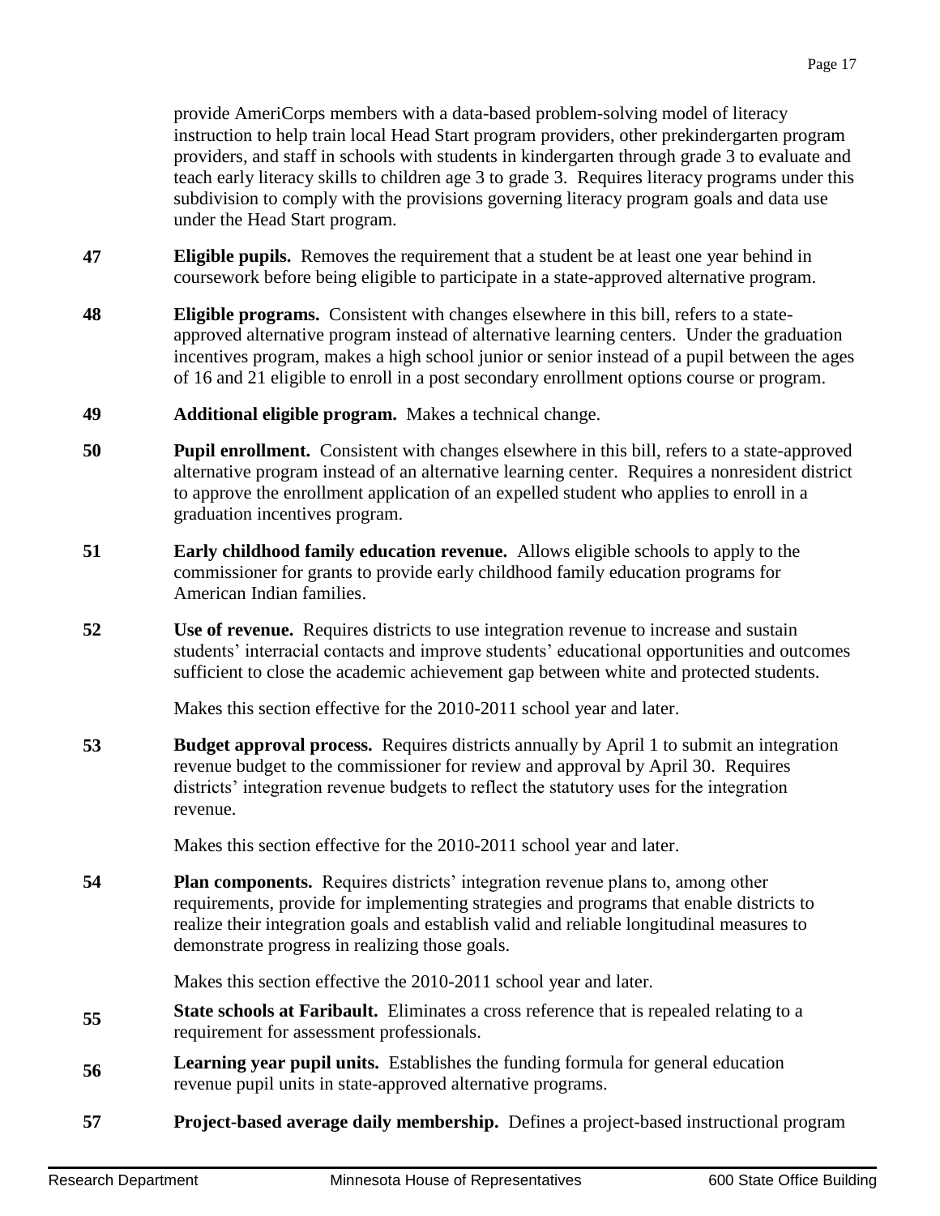provide AmeriCorps members with a data-based problem-solving model of literacy instruction to help train local Head Start program providers, other prekindergarten program providers, and staff in schools with students in kindergarten through grade 3 to evaluate and teach early literacy skills to children age 3 to grade 3. Requires literacy programs under this subdivision to comply with the provisions governing literacy program goals and data use under the Head Start program.

**47** **Eligible pupils.** Removes the requirement that a student be at least one year behind in coursework before being eligible to participate in a state-approved alternative program.

**48** **Eligible programs.** Consistent with changes elsewhere in this bill, refers to a state-approved alternative program instead of alternative learning centers. Under the graduation incentives program, makes a high school junior or senior instead of a pupil between the ages of 16 and 21 eligible to enroll in a post secondary enrollment options course or program.

**49** **Additional eligible program.** Makes a technical change.

**50** **Pupil enrollment.** Consistent with changes elsewhere in this bill, refers to a state-approved alternative program instead of an alternative learning center. Requires a nonresident district to approve the enrollment application of an expelled student who applies to enroll in a graduation incentives program.

**51** **Early childhood family education revenue.** Allows eligible schools to apply to the commissioner for grants to provide early childhood family education programs for American Indian families.

**52** **Use of revenue.** Requires districts to use integration revenue to increase and sustain students' interracial contacts and improve students' educational opportunities and outcomes sufficient to close the academic achievement gap between white and protected students.

Makes this section effective for the 2010-2011 school year and later.

**53** **Budget approval process.** Requires districts annually by April 1 to submit an integration revenue budget to the commissioner for review and approval by April 30. Requires districts' integration revenue budgets to reflect the statutory uses for the integration revenue.

Makes this section effective for the 2010-2011 school year and later.

**54** **Plan components.** Requires districts' integration revenue plans to, among other requirements, provide for implementing strategies and programs that enable districts to realize their integration goals and establish valid and reliable longitudinal measures to demonstrate progress in realizing those goals.

Makes this section effective the 2010-2011 school year and later.

**55** **State schools at Faribault.** Eliminates a cross reference that is repealed relating to a requirement for assessment professionals.

**56** **Learning year pupil units.** Establishes the funding formula for general education revenue pupil units in state-approved alternative programs.

**57** **Project-based average daily membership.** Defines a project-based instructional program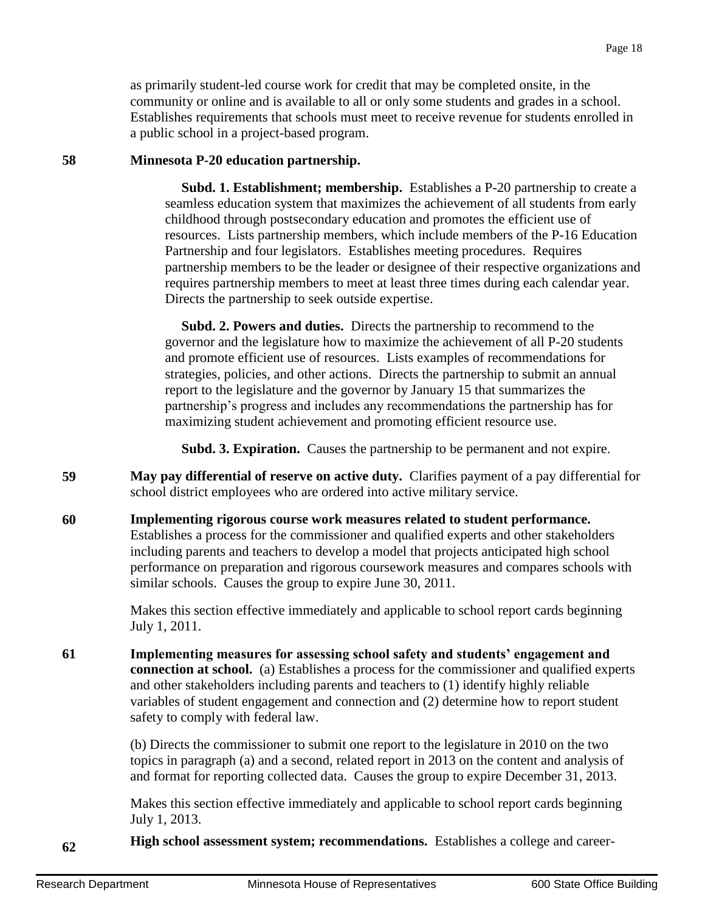as primarily student-led course work for credit that may be completed onsite, in the community or online and is available to all or only some students and grades in a school. Establishes requirements that schools must meet to receive revenue for students enrolled in a public school in a project-based program.

**58 Minnesota P-20 education partnership.**

**Subd. 1. Establishment; membership.** Establishes a P-20 partnership to create a seamless education system that maximizes the achievement of all students from early childhood through postsecondary education and promotes the efficient use of resources. Lists partnership members, which include members of the P-16 Education Partnership and four legislators. Establishes meeting procedures. Requires partnership members to be the leader or designee of their respective organizations and requires partnership members to meet at least three times during each calendar year. Directs the partnership to seek outside expertise.

**Subd. 2. Powers and duties.** Directs the partnership to recommend to the governor and the legislature how to maximize the achievement of all P-20 students and promote efficient use of resources. Lists examples of recommendations for strategies, policies, and other actions. Directs the partnership to submit an annual report to the legislature and the governor by January 15 that summarizes the partnership's progress and includes any recommendations the partnership has for maximizing student achievement and promoting efficient resource use.

**Subd. 3. Expiration.** Causes the partnership to be permanent and not expire.

**59 May pay differential of reserve on active duty.** Clarifies payment of a pay differential for school district employees who are ordered into active military service.

**60 Implementing rigorous course work measures related to student performance.** Establishes a process for the commissioner and qualified experts and other stakeholders including parents and teachers to develop a model that projects anticipated high school performance on preparation and rigorous coursework measures and compares schools with similar schools. Causes the group to expire June 30, 2011.

Makes this section effective immediately and applicable to school report cards beginning July 1, 2011.

**61 Implementing measures for assessing school safety and students' engagement and connection at school.** (a) Establishes a process for the commissioner and qualified experts and other stakeholders including parents and teachers to (1) identify highly reliable variables of student engagement and connection and (2) determine how to report student safety to comply with federal law.

(b) Directs the commissioner to submit one report to the legislature in 2010 on the two topics in paragraph (a) and a second, related report in 2013 on the content and analysis of and format for reporting collected data. Causes the group to expire December 31, 2013.

Makes this section effective immediately and applicable to school report cards beginning July 1, 2013.

**62 High school assessment system; recommendations.** Establishes a college and career-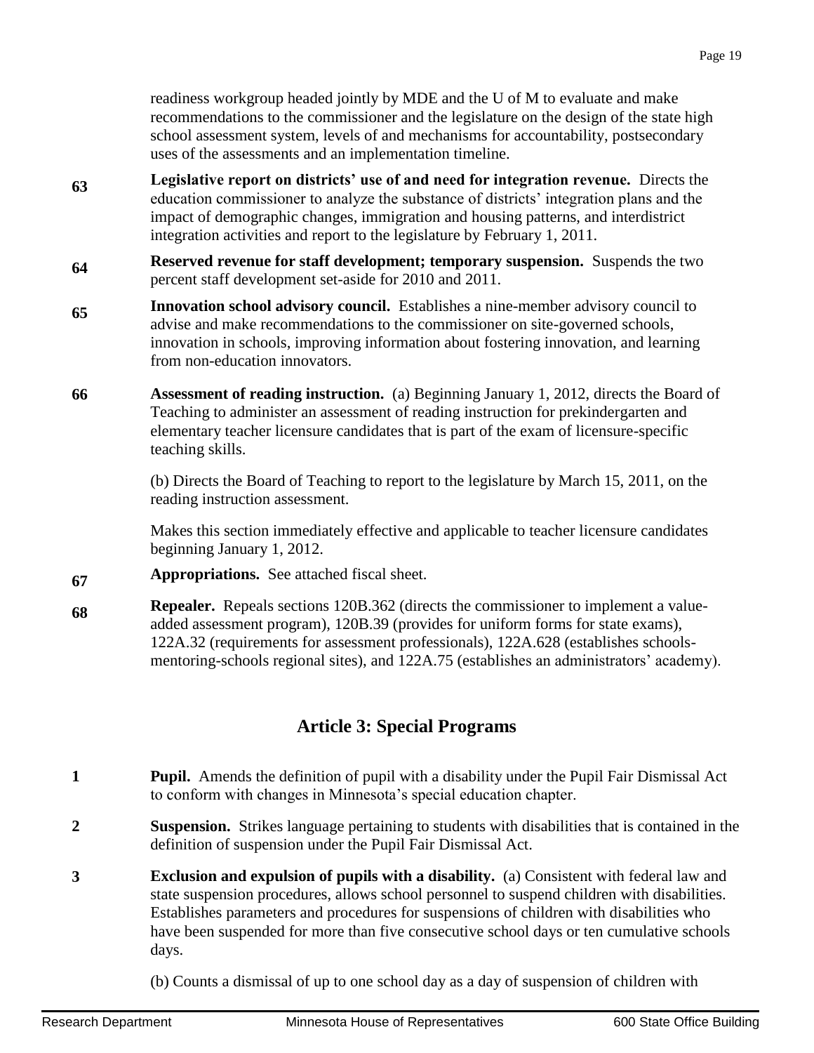readiness workgroup headed jointly by MDE and the U of M to evaluate and make recommendations to the commissioner and the legislature on the design of the state high school assessment system, levels of and mechanisms for accountability, postsecondary uses of the assessments and an implementation timeline.

**63** **Legislative report on districts' use of and need for integration revenue.** Directs the education commissioner to analyze the substance of districts' integration plans and the impact of demographic changes, immigration and housing patterns, and interdistrict integration activities and report to the legislature by February 1, 2011.

**64** **Reserved revenue for staff development; temporary suspension.** Suspends the two percent staff development set-aside for 2010 and 2011.

**65** **Innovation school advisory council.** Establishes a nine-member advisory council to advise and make recommendations to the commissioner on site-governed schools, innovation in schools, improving information about fostering innovation, and learning from non-education innovators.

**66** **Assessment of reading instruction.** (a) Beginning January 1, 2012, directs the Board of Teaching to administer an assessment of reading instruction for prekindergarten and elementary teacher licensure candidates that is part of the exam of licensure-specific teaching skills.

(b) Directs the Board of Teaching to report to the legislature by March 15, 2011, on the reading instruction assessment.

Makes this section immediately effective and applicable to teacher licensure candidates beginning January 1, 2012.

**67** **Appropriations.** See attached fiscal sheet.

**68** **Repealer.** Repeals sections 120B.362 (directs the commissioner to implement a value-added assessment program), 120B.39 (provides for uniform forms for state exams), 122A.32 (requirements for assessment professionals), 122A.628 (establishes schools-mentoring-schools regional sites), and 122A.75 (establishes an administrators' academy).

## Article 3: Special Programs

**1** **Pupil.** Amends the definition of pupil with a disability under the Pupil Fair Dismissal Act to conform with changes in Minnesota's special education chapter.

**2** **Suspension.** Strikes language pertaining to students with disabilities that is contained in the definition of suspension under the Pupil Fair Dismissal Act.

**3** **Exclusion and expulsion of pupils with a disability.** (a) Consistent with federal law and state suspension procedures, allows school personnel to suspend children with disabilities. Establishes parameters and procedures for suspensions of children with disabilities who have been suspended for more than five consecutive school days or ten cumulative schools days.

(b) Counts a dismissal of up to one school day as a day of suspension of children with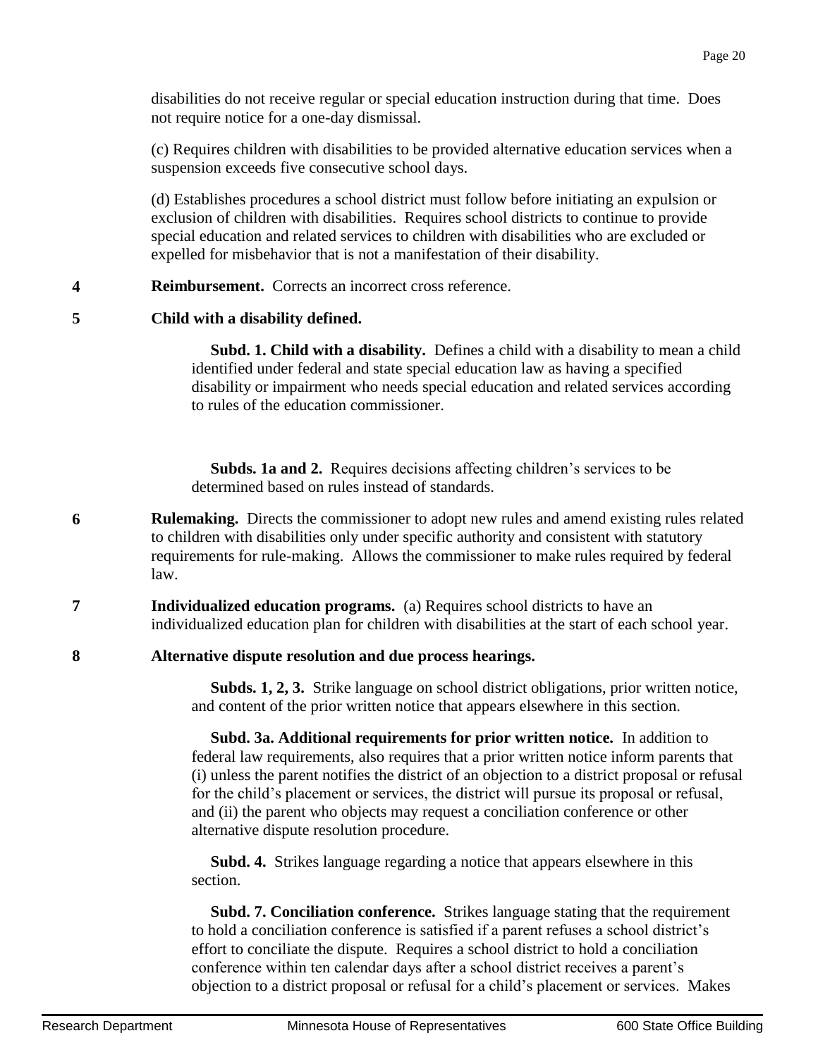disabilities do not receive regular or special education instruction during that time. Does not require notice for a one-day dismissal.

(c) Requires children with disabilities to be provided alternative education services when a suspension exceeds five consecutive school days.

(d) Establishes procedures a school district must follow before initiating an expulsion or exclusion of children with disabilities. Requires school districts to continue to provide special education and related services to children with disabilities who are excluded or expelled for misbehavior that is not a manifestation of their disability.

**4** **Reimbursement.** Corrects an incorrect cross reference.

**5** **Child with a disability defined.**

**Subd. 1. Child with a disability.** Defines a child with a disability to mean a child identified under federal and state special education law as having a specified disability or impairment who needs special education and related services according to rules of the education commissioner.

**Subds. 1a and 2.** Requires decisions affecting children's services to be determined based on rules instead of standards.

**6** **Rulemaking.** Directs the commissioner to adopt new rules and amend existing rules related to children with disabilities only under specific authority and consistent with statutory requirements for rule-making. Allows the commissioner to make rules required by federal law.

**7** **Individualized education programs.** (a) Requires school districts to have an individualized education plan for children with disabilities at the start of each school year.

**8** **Alternative dispute resolution and due process hearings.**

**Subds. 1, 2, 3.** Strike language on school district obligations, prior written notice, and content of the prior written notice that appears elsewhere in this section.

**Subd. 3a. Additional requirements for prior written notice.** In addition to federal law requirements, also requires that a prior written notice inform parents that (i) unless the parent notifies the district of an objection to a district proposal or refusal for the child's placement or services, the district will pursue its proposal or refusal, and (ii) the parent who objects may request a conciliation conference or other alternative dispute resolution procedure.

**Subd. 4.** Strikes language regarding a notice that appears elsewhere in this section.

**Subd. 7. Conciliation conference.** Strikes language stating that the requirement to hold a conciliation conference is satisfied if a parent refuses a school district's effort to conciliate the dispute. Requires a school district to hold a conciliation conference within ten calendar days after a school district receives a parent's objection to a district proposal or refusal for a child's placement or services. Makes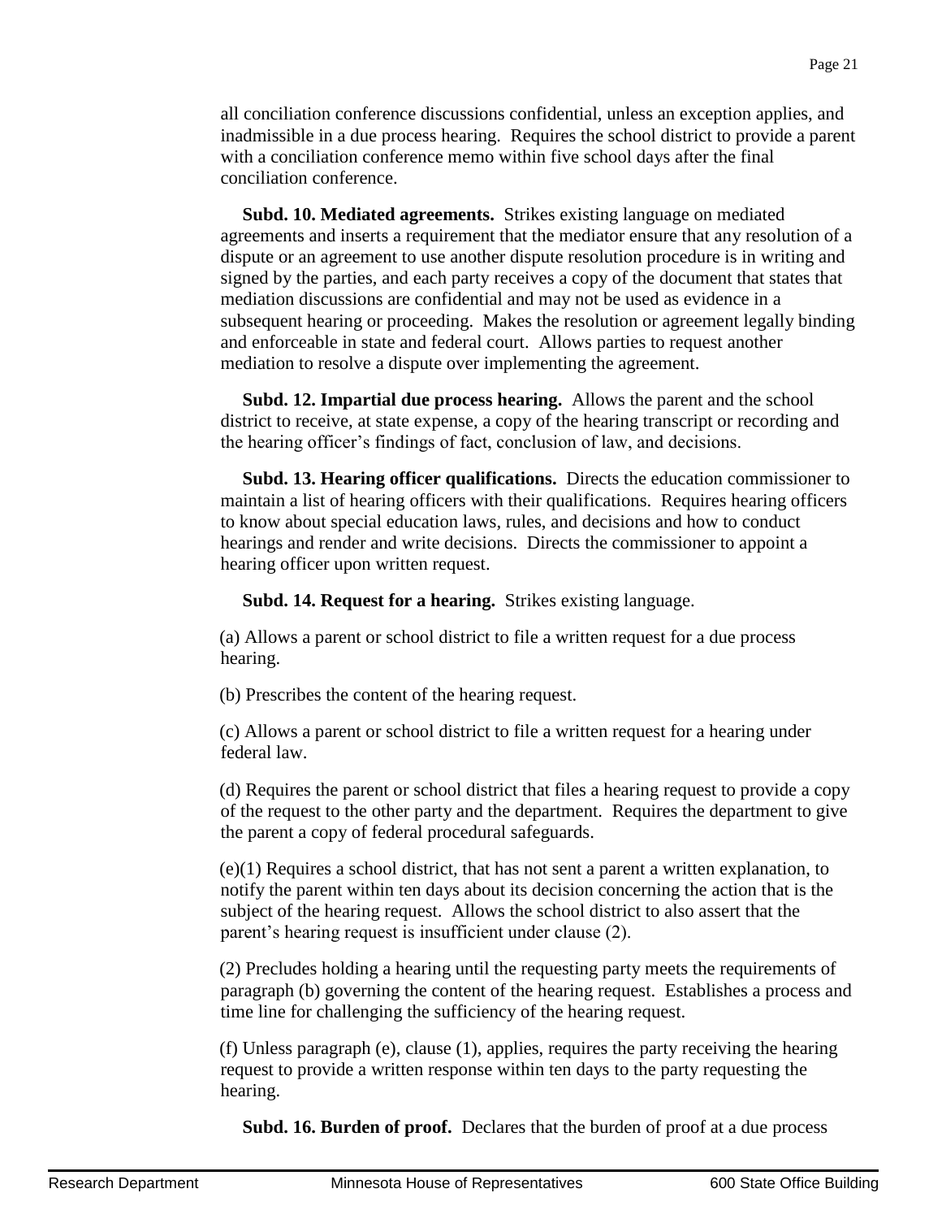all conciliation conference discussions confidential, unless an exception applies, and inadmissible in a due process hearing. Requires the school district to provide a parent with a conciliation conference memo within five school days after the final conciliation conference.

**Subd. 10. Mediated agreements.** Strikes existing language on mediated agreements and inserts a requirement that the mediator ensure that any resolution of a dispute or an agreement to use another dispute resolution procedure is in writing and signed by the parties, and each party receives a copy of the document that states that mediation discussions are confidential and may not be used as evidence in a subsequent hearing or proceeding. Makes the resolution or agreement legally binding and enforceable in state and federal court. Allows parties to request another mediation to resolve a dispute over implementing the agreement.

**Subd. 12. Impartial due process hearing.** Allows the parent and the school district to receive, at state expense, a copy of the hearing transcript or recording and the hearing officer's findings of fact, conclusion of law, and decisions.

**Subd. 13. Hearing officer qualifications.** Directs the education commissioner to maintain a list of hearing officers with their qualifications. Requires hearing officers to know about special education laws, rules, and decisions and how to conduct hearings and render and write decisions. Directs the commissioner to appoint a hearing officer upon written request.

**Subd. 14. Request for a hearing.** Strikes existing language.

(a) Allows a parent or school district to file a written request for a due process hearing.

(b) Prescribes the content of the hearing request.

(c) Allows a parent or school district to file a written request for a hearing under federal law.

(d) Requires the parent or school district that files a hearing request to provide a copy of the request to the other party and the department. Requires the department to give the parent a copy of federal procedural safeguards.

(e)(1) Requires a school district, that has not sent a parent a written explanation, to notify the parent within ten days about its decision concerning the action that is the subject of the hearing request. Allows the school district to also assert that the parent's hearing request is insufficient under clause (2).

(2) Precludes holding a hearing until the requesting party meets the requirements of paragraph (b) governing the content of the hearing request. Establishes a process and time line for challenging the sufficiency of the hearing request.

(f) Unless paragraph (e), clause (1), applies, requires the party receiving the hearing request to provide a written response within ten days to the party requesting the hearing.

**Subd. 16. Burden of proof.** Declares that the burden of proof at a due process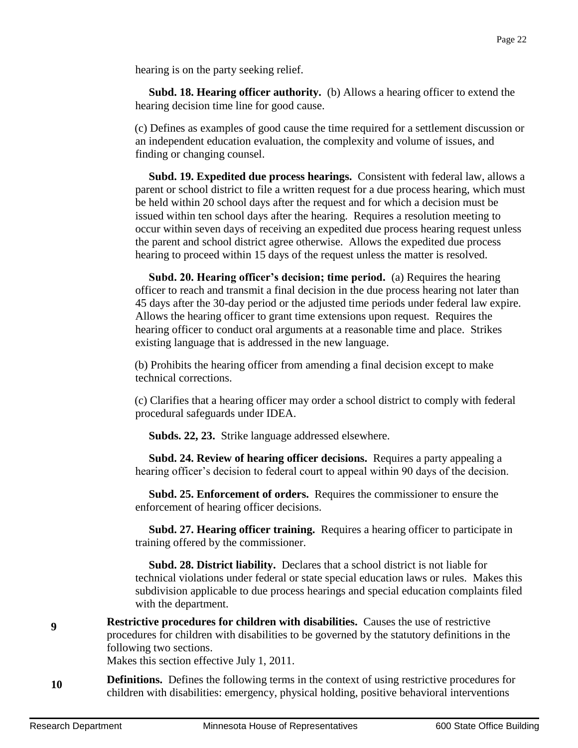hearing is on the party seeking relief.

**Subd. 18. Hearing officer authority.** (b) Allows a hearing officer to extend the hearing decision time line for good cause.

(c) Defines as examples of good cause the time required for a settlement discussion or an independent education evaluation, the complexity and volume of issues, and finding or changing counsel.

**Subd. 19. Expedited due process hearings.** Consistent with federal law, allows a parent or school district to file a written request for a due process hearing, which must be held within 20 school days after the request and for which a decision must be issued within ten school days after the hearing. Requires a resolution meeting to occur within seven days of receiving an expedited due process hearing request unless the parent and school district agree otherwise. Allows the expedited due process hearing to proceed within 15 days of the request unless the matter is resolved.

**Subd. 20. Hearing officer's decision; time period.** (a) Requires the hearing officer to reach and transmit a final decision in the due process hearing not later than 45 days after the 30-day period or the adjusted time periods under federal law expire. Allows the hearing officer to grant time extensions upon request. Requires the hearing officer to conduct oral arguments at a reasonable time and place. Strikes existing language that is addressed in the new language.

(b) Prohibits the hearing officer from amending a final decision except to make technical corrections.

(c) Clarifies that a hearing officer may order a school district to comply with federal procedural safeguards under IDEA.

**Subds. 22, 23.** Strike language addressed elsewhere.

**Subd. 24. Review of hearing officer decisions.** Requires a party appealing a hearing officer's decision to federal court to appeal within 90 days of the decision.

**Subd. 25. Enforcement of orders.** Requires the commissioner to ensure the enforcement of hearing officer decisions.

**Subd. 27. Hearing officer training.** Requires a hearing officer to participate in training offered by the commissioner.

**Subd. 28. District liability.** Declares that a school district is not liable for technical violations under federal or state special education laws or rules. Makes this subdivision applicable to due process hearings and special education complaints filed with the department.

**9** **Restrictive procedures for children with disabilities.** Causes the use of restrictive procedures for children with disabilities to be governed by the statutory definitions in the following two sections.
Makes this section effective July 1, 2011.

**10** **Definitions.** Defines the following terms in the context of using restrictive procedures for children with disabilities: emergency, physical holding, positive behavioral interventions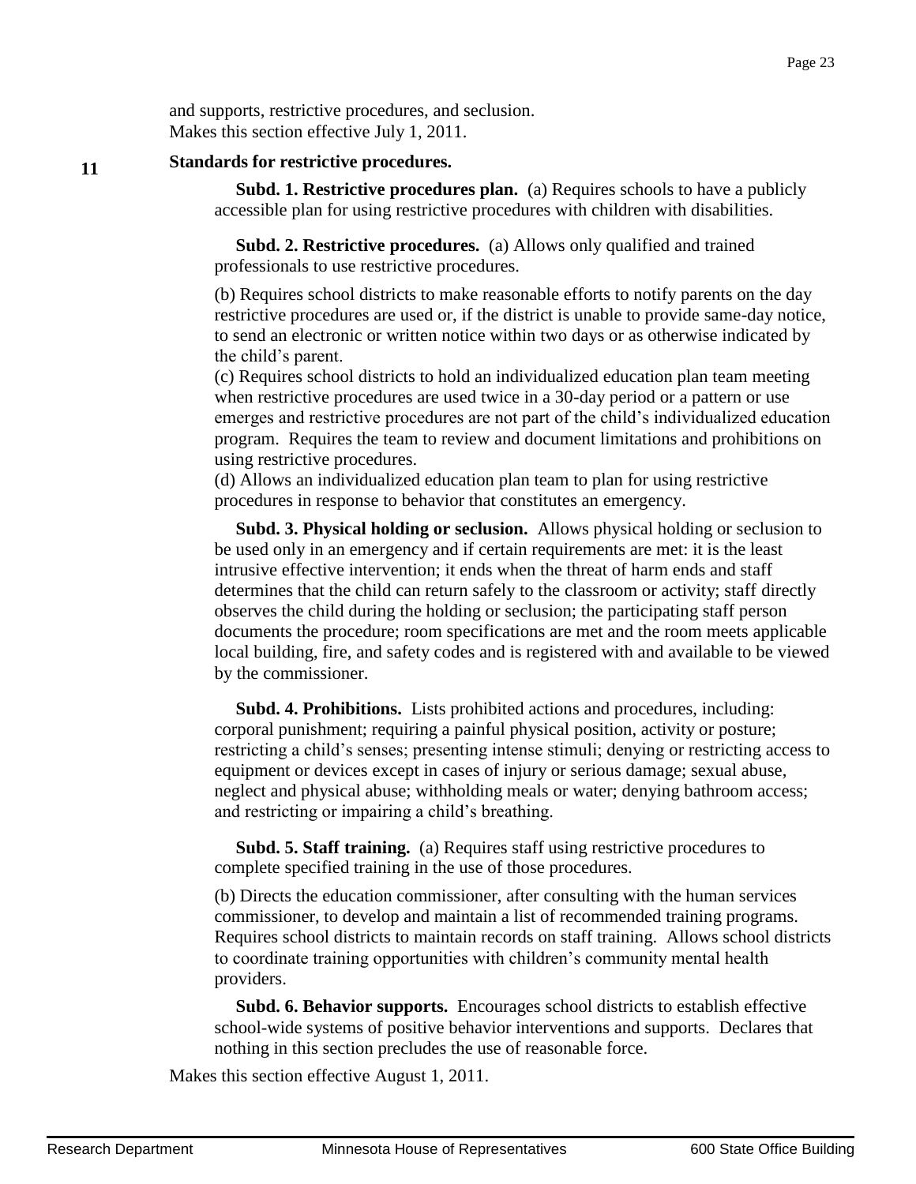and supports, restrictive procedures, and seclusion.
Makes this section effective July 1, 2011.

**11** **Standards for restrictive procedures.**

**Subd. 1. Restrictive procedures plan.** (a) Requires schools to have a publicly accessible plan for using restrictive procedures with children with disabilities.

**Subd. 2. Restrictive procedures.** (a) Allows only qualified and trained professionals to use restrictive procedures.

(b) Requires school districts to make reasonable efforts to notify parents on the day restrictive procedures are used or, if the district is unable to provide same-day notice, to send an electronic or written notice within two days or as otherwise indicated by the child's parent.

(c) Requires school districts to hold an individualized education plan team meeting when restrictive procedures are used twice in a 30-day period or a pattern or use emerges and restrictive procedures are not part of the child's individualized education program. Requires the team to review and document limitations and prohibitions on using restrictive procedures.

(d) Allows an individualized education plan team to plan for using restrictive procedures in response to behavior that constitutes an emergency.

**Subd. 3. Physical holding or seclusion.** Allows physical holding or seclusion to be used only in an emergency and if certain requirements are met: it is the least intrusive effective intervention; it ends when the threat of harm ends and staff determines that the child can return safely to the classroom or activity; staff directly observes the child during the holding or seclusion; the participating staff person documents the procedure; room specifications are met and the room meets applicable local building, fire, and safety codes and is registered with and available to be viewed by the commissioner.

**Subd. 4. Prohibitions.** Lists prohibited actions and procedures, including: corporal punishment; requiring a painful physical position, activity or posture; restricting a child's senses; presenting intense stimuli; denying or restricting access to equipment or devices except in cases of injury or serious damage; sexual abuse, neglect and physical abuse; withholding meals or water; denying bathroom access; and restricting or impairing a child's breathing.

**Subd. 5. Staff training.** (a) Requires staff using restrictive procedures to complete specified training in the use of those procedures.

(b) Directs the education commissioner, after consulting with the human services commissioner, to develop and maintain a list of recommended training programs. Requires school districts to maintain records on staff training. Allows school districts to coordinate training opportunities with children's community mental health providers.

**Subd. 6. Behavior supports.** Encourages school districts to establish effective school-wide systems of positive behavior interventions and supports. Declares that nothing in this section precludes the use of reasonable force.

Makes this section effective August 1, 2011.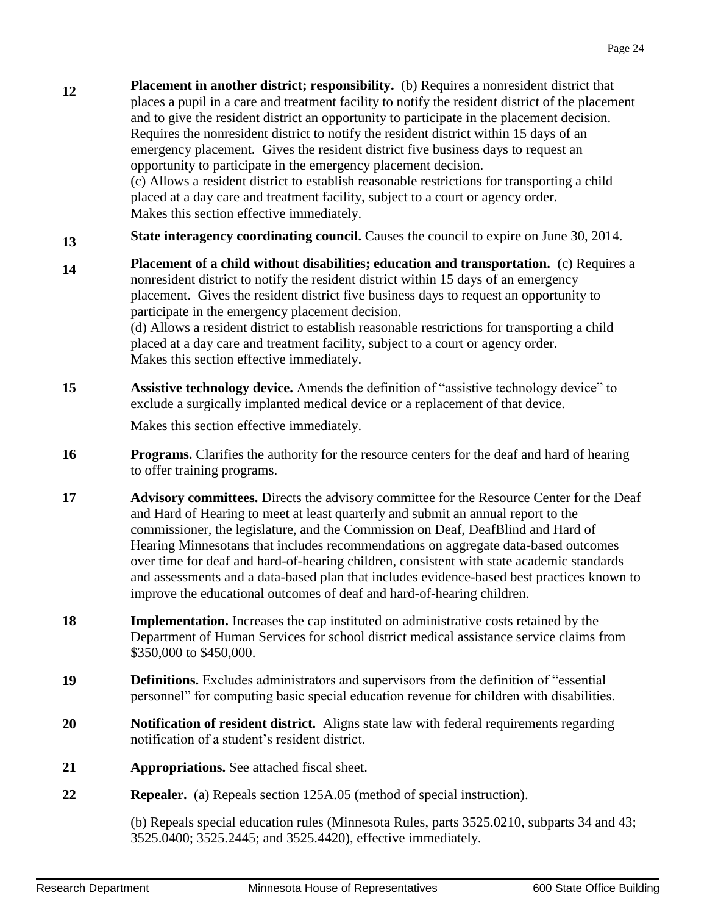**12** **Placement in another district; responsibility.** (b) Requires a nonresident district that places a pupil in a care and treatment facility to notify the resident district of the placement and to give the resident district an opportunity to participate in the placement decision. Requires the nonresident district to notify the resident district within 15 days of an emergency placement. Gives the resident district five business days to request an opportunity to participate in the emergency placement decision.
(c) Allows a resident district to establish reasonable restrictions for transporting a child placed at a day care and treatment facility, subject to a court or agency order.
Makes this section effective immediately.

**13** **State interagency coordinating council.** Causes the council to expire on June 30, 2014.

**14** **Placement of a child without disabilities; education and transportation.** (c) Requires a nonresident district to notify the resident district within 15 days of an emergency placement. Gives the resident district five business days to request an opportunity to participate in the emergency placement decision.
(d) Allows a resident district to establish reasonable restrictions for transporting a child placed at a day care and treatment facility, subject to a court or agency order.
Makes this section effective immediately.

**15** **Assistive technology device.** Amends the definition of "assistive technology device" to exclude a surgically implanted medical device or a replacement of that device.

Makes this section effective immediately.

**16** **Programs.** Clarifies the authority for the resource centers for the deaf and hard of hearing to offer training programs.

**17** **Advisory committees.** Directs the advisory committee for the Resource Center for the Deaf and Hard of Hearing to meet at least quarterly and submit an annual report to the commissioner, the legislature, and the Commission on Deaf, DeafBlind and Hard of Hearing Minnesotans that includes recommendations on aggregate data-based outcomes over time for deaf and hard-of-hearing children, consistent with state academic standards and assessments and a data-based plan that includes evidence-based best practices known to improve the educational outcomes of deaf and hard-of-hearing children.

**18** **Implementation.** Increases the cap instituted on administrative costs retained by the Department of Human Services for school district medical assistance service claims from $350,000 to $450,000.

**19** **Definitions.** Excludes administrators and supervisors from the definition of "essential personnel" for computing basic special education revenue for children with disabilities.

**20** **Notification of resident district.** Aligns state law with federal requirements regarding notification of a student's resident district.

**21** **Appropriations.** See attached fiscal sheet.

**22** **Repealer.** (a) Repeals section 125A.05 (method of special instruction).

(b) Repeals special education rules (Minnesota Rules, parts 3525.0210, subparts 34 and 43; 3525.0400; 3525.2445; and 3525.4420), effective immediately.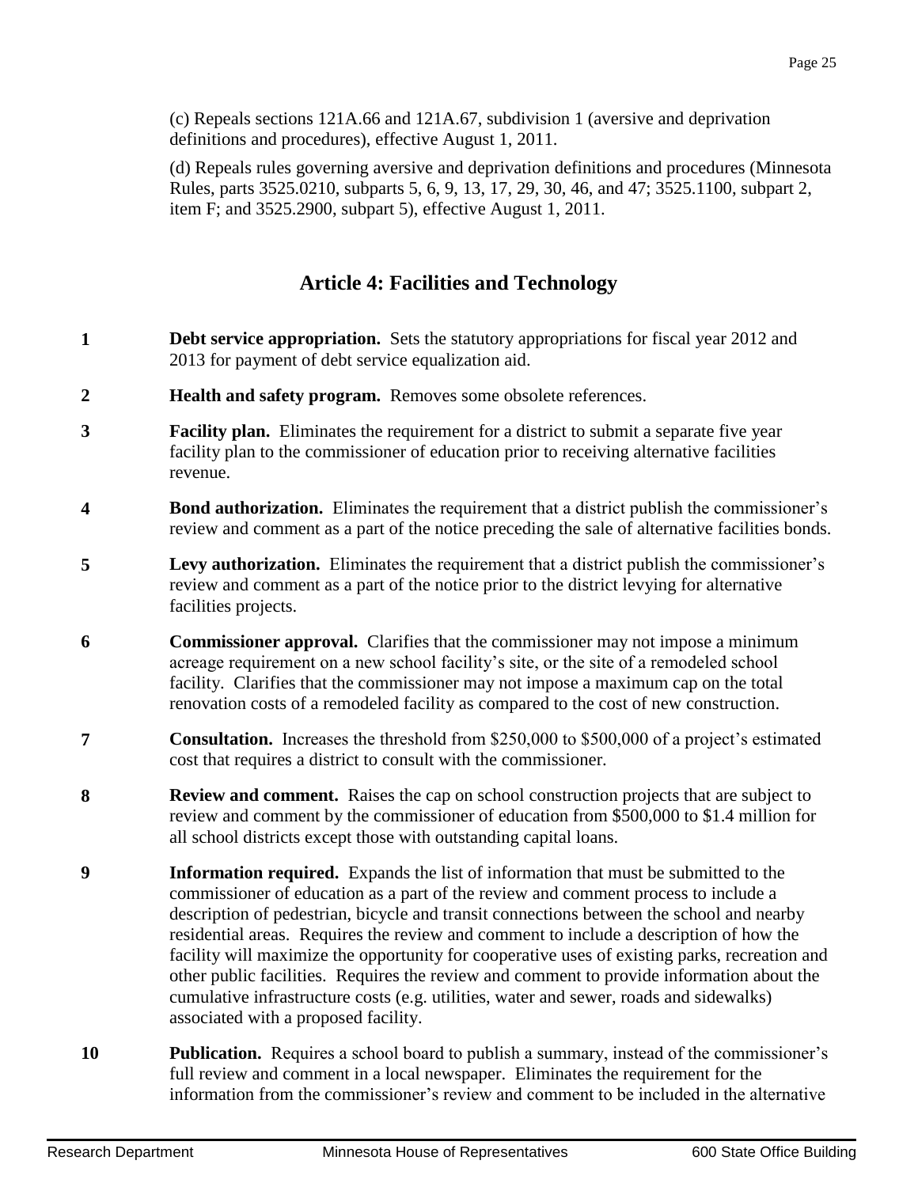(c) Repeals sections 121A.66 and 121A.67, subdivision 1 (aversive and deprivation definitions and procedures), effective August 1, 2011.

(d) Repeals rules governing aversive and deprivation definitions and procedures (Minnesota Rules, parts 3525.0210, subparts 5, 6, 9, 13, 17, 29, 30, 46, and 47; 3525.1100, subpart 2, item F; and 3525.2900, subpart 5), effective August 1, 2011.

## Article 4: Facilities and Technology

**1** **Debt service appropriation.** Sets the statutory appropriations for fiscal year 2012 and 2013 for payment of debt service equalization aid.

**2** **Health and safety program.** Removes some obsolete references.

**3** **Facility plan.** Eliminates the requirement for a district to submit a separate five year facility plan to the commissioner of education prior to receiving alternative facilities revenue.

**4** **Bond authorization.** Eliminates the requirement that a district publish the commissioner's review and comment as a part of the notice preceding the sale of alternative facilities bonds.

**5** **Levy authorization.** Eliminates the requirement that a district publish the commissioner's review and comment as a part of the notice prior to the district levying for alternative facilities projects.

**6** **Commissioner approval.** Clarifies that the commissioner may not impose a minimum acreage requirement on a new school facility's site, or the site of a remodeled school facility. Clarifies that the commissioner may not impose a maximum cap on the total renovation costs of a remodeled facility as compared to the cost of new construction.

**7** **Consultation.** Increases the threshold from $250,000 to $500,000 of a project's estimated cost that requires a district to consult with the commissioner.

**8** **Review and comment.** Raises the cap on school construction projects that are subject to review and comment by the commissioner of education from $500,000 to $1.4 million for all school districts except those with outstanding capital loans.

**9** **Information required.** Expands the list of information that must be submitted to the commissioner of education as a part of the review and comment process to include a description of pedestrian, bicycle and transit connections between the school and nearby residential areas. Requires the review and comment to include a description of how the facility will maximize the opportunity for cooperative uses of existing parks, recreation and other public facilities. Requires the review and comment to provide information about the cumulative infrastructure costs (e.g. utilities, water and sewer, roads and sidewalks) associated with a proposed facility.

**10** **Publication.** Requires a school board to publish a summary, instead of the commissioner's full review and comment in a local newspaper. Eliminates the requirement for the information from the commissioner's review and comment to be included in the alternative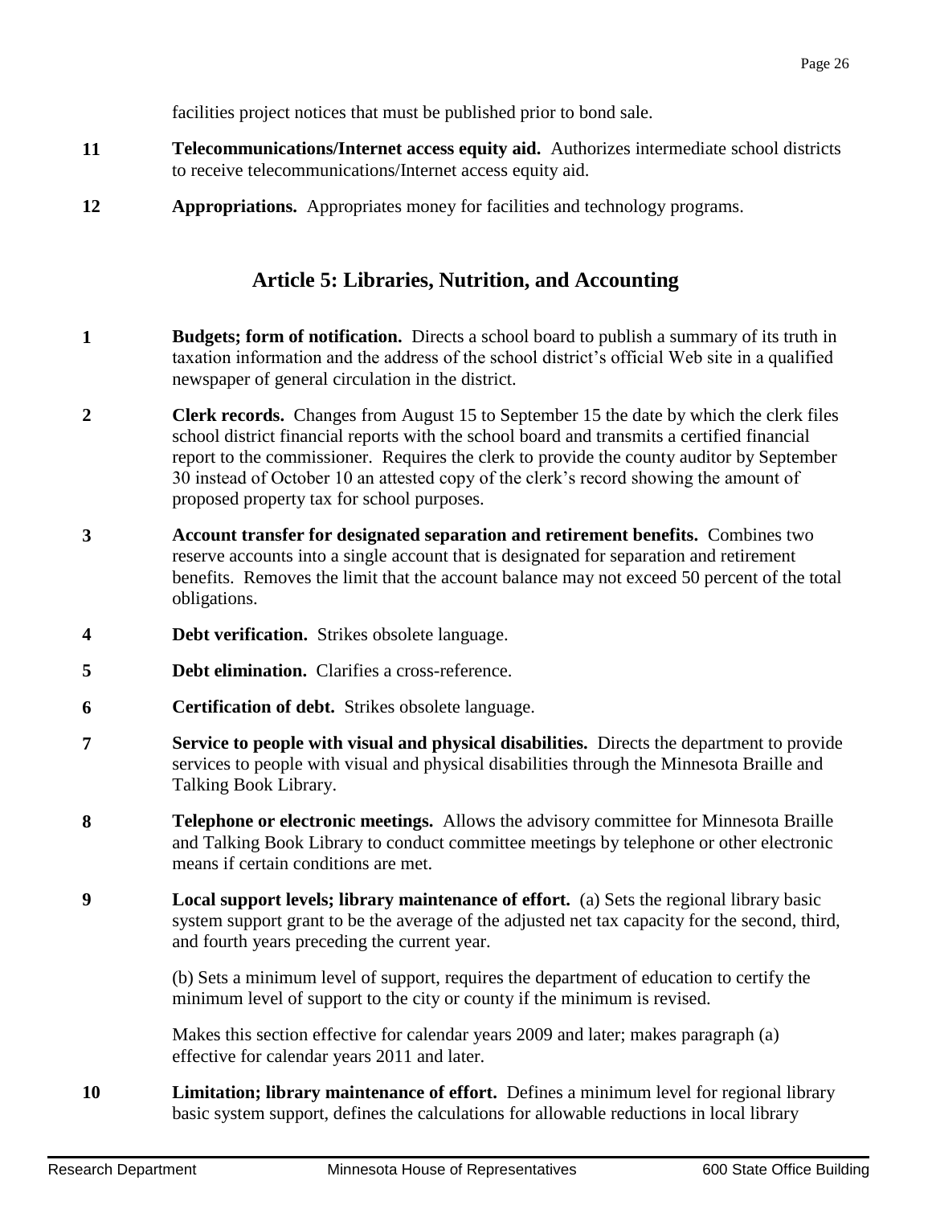facilities project notices that must be published prior to bond sale.

**11** **Telecommunications/Internet access equity aid.** Authorizes intermediate school districts to receive telecommunications/Internet access equity aid.

**12** **Appropriations.** Appropriates money for facilities and technology programs.

## Article 5: Libraries, Nutrition, and Accounting

**1** **Budgets; form of notification.** Directs a school board to publish a summary of its truth in taxation information and the address of the school district's official Web site in a qualified newspaper of general circulation in the district.

**2** **Clerk records.** Changes from August 15 to September 15 the date by which the clerk files school district financial reports with the school board and transmits a certified financial report to the commissioner. Requires the clerk to provide the county auditor by September 30 instead of October 10 an attested copy of the clerk's record showing the amount of proposed property tax for school purposes.

**3** **Account transfer for designated separation and retirement benefits.** Combines two reserve accounts into a single account that is designated for separation and retirement benefits. Removes the limit that the account balance may not exceed 50 percent of the total obligations.

**4** **Debt verification.** Strikes obsolete language.

**5** **Debt elimination.** Clarifies a cross-reference.

**6** **Certification of debt.** Strikes obsolete language.

**7** **Service to people with visual and physical disabilities.** Directs the department to provide services to people with visual and physical disabilities through the Minnesota Braille and Talking Book Library.

**8** **Telephone or electronic meetings.** Allows the advisory committee for Minnesota Braille and Talking Book Library to conduct committee meetings by telephone or other electronic means if certain conditions are met.

**9** **Local support levels; library maintenance of effort.** (a) Sets the regional library basic system support grant to be the average of the adjusted net tax capacity for the second, third, and fourth years preceding the current year.

(b) Sets a minimum level of support, requires the department of education to certify the minimum level of support to the city or county if the minimum is revised.

Makes this section effective for calendar years 2009 and later; makes paragraph (a) effective for calendar years 2011 and later.

**10** **Limitation; library maintenance of effort.** Defines a minimum level for regional library basic system support, defines the calculations for allowable reductions in local library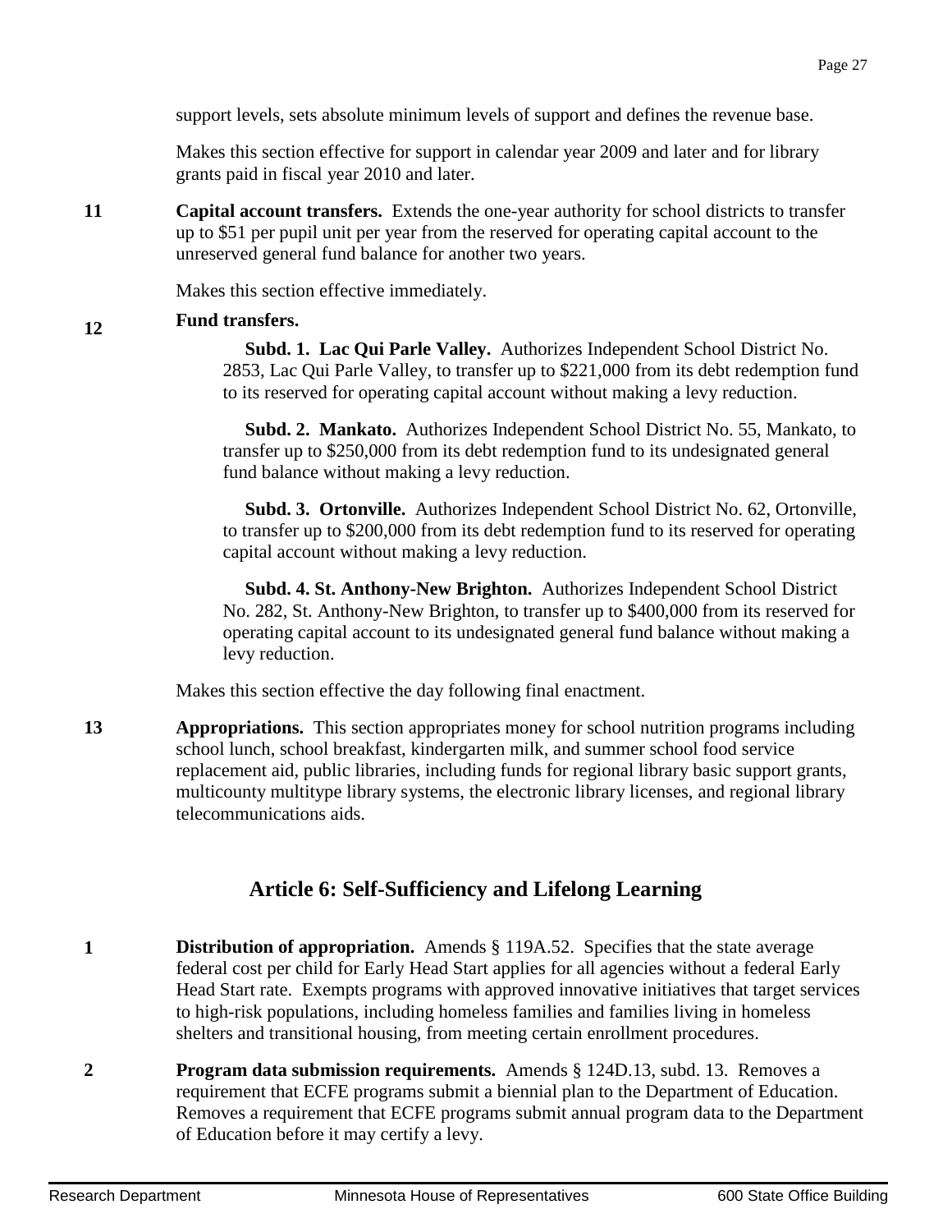support levels, sets absolute minimum levels of support and defines the revenue base.

Makes this section effective for support in calendar year 2009 and later and for library grants paid in fiscal year 2010 and later.

**11** **Capital account transfers.** Extends the one-year authority for school districts to transfer up to $51 per pupil unit per year from the reserved for operating capital account to the unreserved general fund balance for another two years.

Makes this section effective immediately.

**12** **Fund transfers.**

**Subd. 1. Lac Qui Parle Valley.** Authorizes Independent School District No. 2853, Lac Qui Parle Valley, to transfer up to $221,000 from its debt redemption fund to its reserved for operating capital account without making a levy reduction.

**Subd. 2. Mankato.** Authorizes Independent School District No. 55, Mankato, to transfer up to $250,000 from its debt redemption fund to its undesignated general fund balance without making a levy reduction.

**Subd. 3. Ortonville.** Authorizes Independent School District No. 62, Ortonville, to transfer up to $200,000 from its debt redemption fund to its reserved for operating capital account without making a levy reduction.

**Subd. 4. St. Anthony-New Brighton.** Authorizes Independent School District No. 282, St. Anthony-New Brighton, to transfer up to $400,000 from its reserved for operating capital account to its undesignated general fund balance without making a levy reduction.

Makes this section effective the day following final enactment.

**13** **Appropriations.** This section appropriates money for school nutrition programs including school lunch, school breakfast, kindergarten milk, and summer school food service replacement aid, public libraries, including funds for regional library basic support grants, multicounty multitype library systems, the electronic library licenses, and regional library telecommunications aids.

## Article 6: Self-Sufficiency and Lifelong Learning

**1** **Distribution of appropriation.** Amends § 119A.52. Specifies that the state average federal cost per child for Early Head Start applies for all agencies without a federal Early Head Start rate. Exempts programs with approved innovative initiatives that target services to high-risk populations, including homeless families and families living in homeless shelters and transitional housing, from meeting certain enrollment procedures.

**2** **Program data submission requirements.** Amends § 124D.13, subd. 13. Removes a requirement that ECFE programs submit a biennial plan to the Department of Education. Removes a requirement that ECFE programs submit annual program data to the Department of Education before it may certify a levy.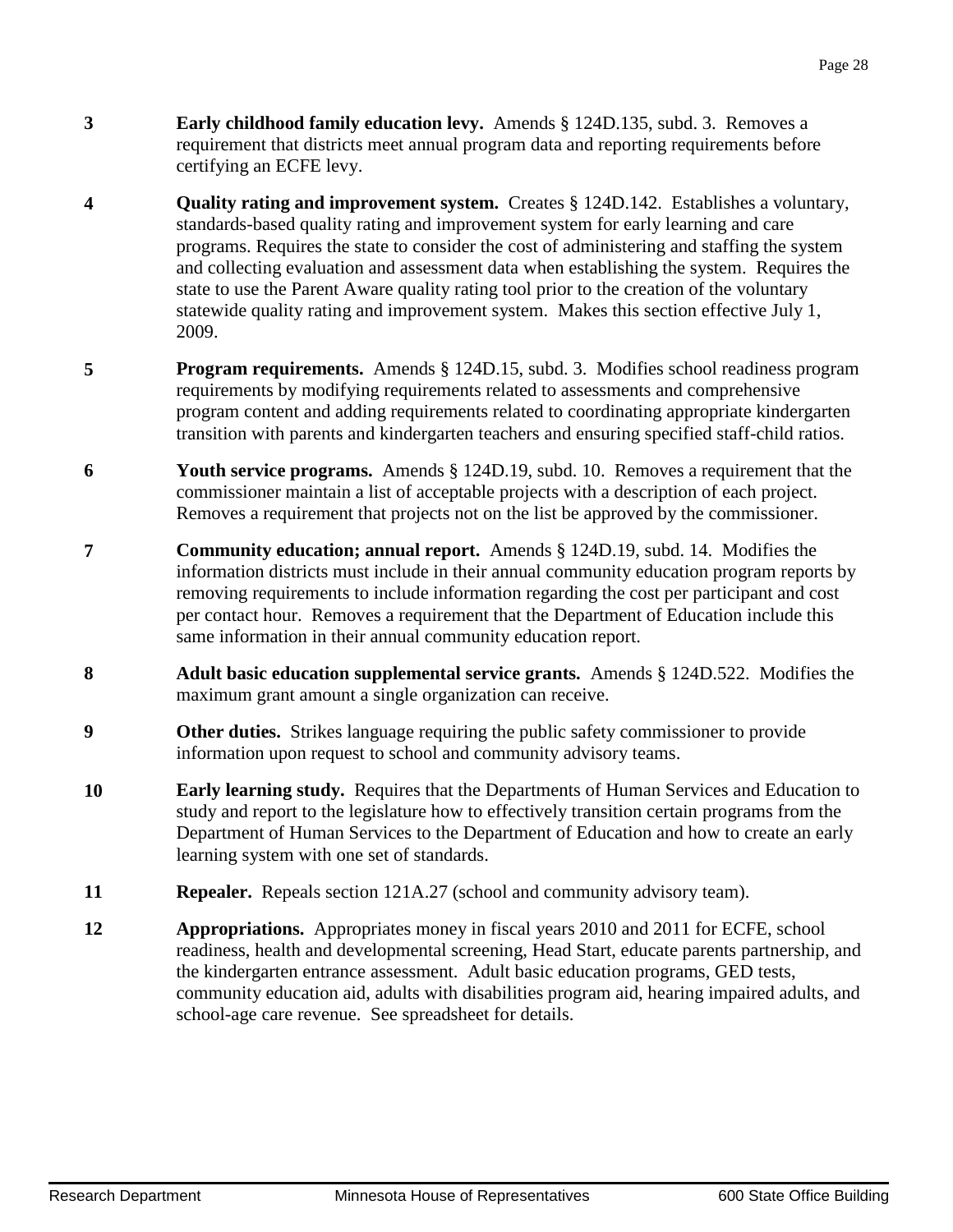**3** **Early childhood family education levy.** Amends § 124D.135, subd. 3. Removes a requirement that districts meet annual program data and reporting requirements before certifying an ECFE levy.

**4** **Quality rating and improvement system.** Creates § 124D.142. Establishes a voluntary, standards-based quality rating and improvement system for early learning and care programs. Requires the state to consider the cost of administering and staffing the system and collecting evaluation and assessment data when establishing the system. Requires the state to use the Parent Aware quality rating tool prior to the creation of the voluntary statewide quality rating and improvement system. Makes this section effective July 1, 2009.

**5** **Program requirements.** Amends § 124D.15, subd. 3. Modifies school readiness program requirements by modifying requirements related to assessments and comprehensive program content and adding requirements related to coordinating appropriate kindergarten transition with parents and kindergarten teachers and ensuring specified staff-child ratios.

**6** **Youth service programs.** Amends § 124D.19, subd. 10. Removes a requirement that the commissioner maintain a list of acceptable projects with a description of each project. Removes a requirement that projects not on the list be approved by the commissioner.

**7** **Community education; annual report.** Amends § 124D.19, subd. 14. Modifies the information districts must include in their annual community education program reports by removing requirements to include information regarding the cost per participant and cost per contact hour. Removes a requirement that the Department of Education include this same information in their annual community education report.

**8** **Adult basic education supplemental service grants.** Amends § 124D.522. Modifies the maximum grant amount a single organization can receive.

**9** **Other duties.** Strikes language requiring the public safety commissioner to provide information upon request to school and community advisory teams.

**10** **Early learning study.** Requires that the Departments of Human Services and Education to study and report to the legislature how to effectively transition certain programs from the Department of Human Services to the Department of Education and how to create an early learning system with one set of standards.

**11** **Repealer.** Repeals section 121A.27 (school and community advisory team).

**12** **Appropriations.** Appropriates money in fiscal years 2010 and 2011 for ECFE, school readiness, health and developmental screening, Head Start, educate parents partnership, and the kindergarten entrance assessment. Adult basic education programs, GED tests, community education aid, adults with disabilities program aid, hearing impaired adults, and school-age care revenue. See spreadsheet for details.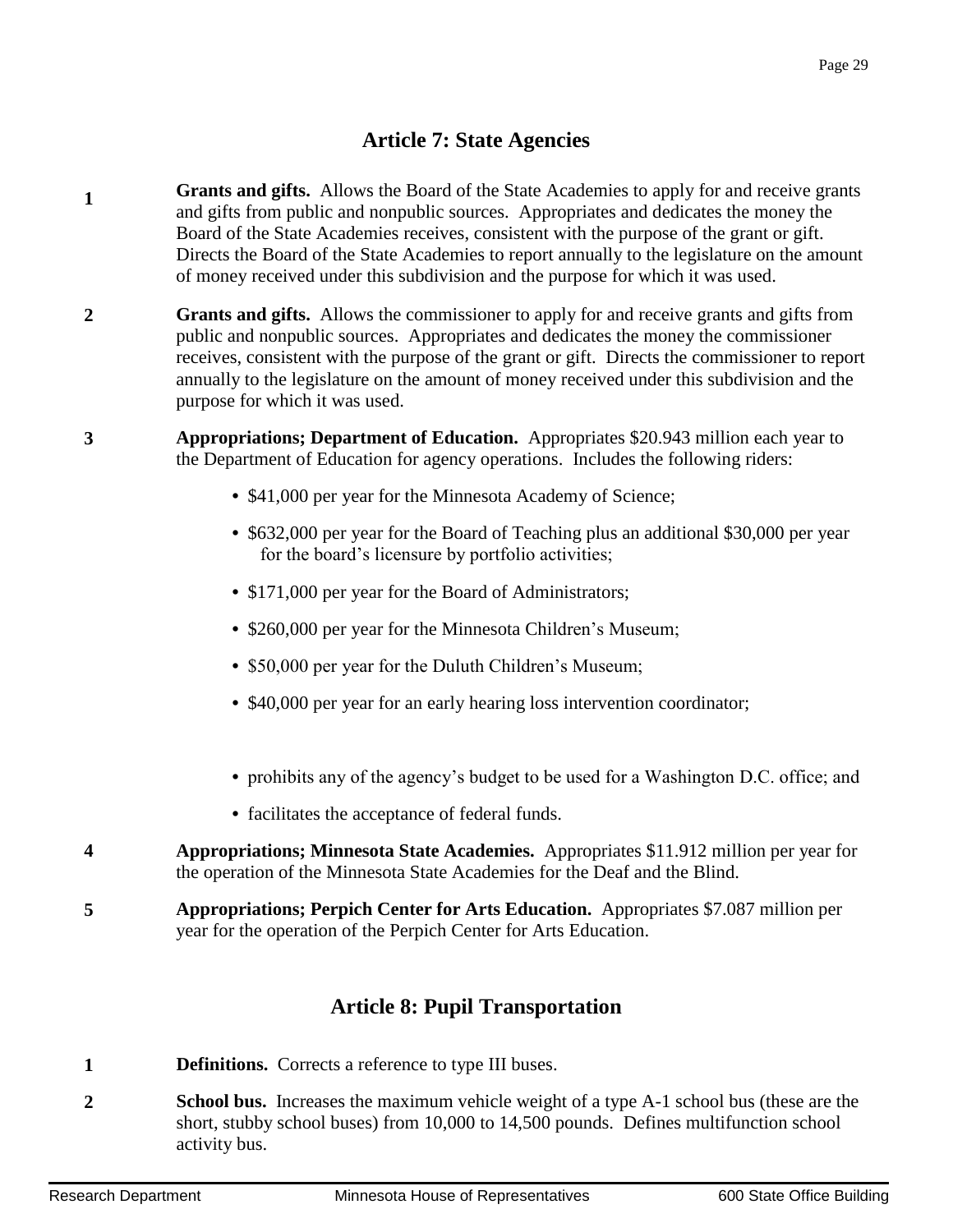## Article 7: State Agencies

**1** **Grants and gifts.** Allows the Board of the State Academies to apply for and receive grants and gifts from public and nonpublic sources. Appropriates and dedicates the money the Board of the State Academies receives, consistent with the purpose of the grant or gift. Directs the Board of the State Academies to report annually to the legislature on the amount of money received under this subdivision and the purpose for which it was used.

**2** **Grants and gifts.** Allows the commissioner to apply for and receive grants and gifts from public and nonpublic sources. Appropriates and dedicates the money the commissioner receives, consistent with the purpose of the grant or gift. Directs the commissioner to report annually to the legislature on the amount of money received under this subdivision and the purpose for which it was used.

**3** **Appropriations; Department of Education.** Appropriates $20.943 million each year to the Department of Education for agency operations. Includes the following riders:

- $41,000 per year for the Minnesota Academy of Science;
- $632,000 per year for the Board of Teaching plus an additional $30,000 per year for the board's licensure by portfolio activities;
- $171,000 per year for the Board of Administrators;
- $260,000 per year for the Minnesota Children's Museum;
- $50,000 per year for the Duluth Children's Museum;
- $40,000 per year for an early hearing loss intervention coordinator;
- prohibits any of the agency's budget to be used for a Washington D.C. office; and
- facilitates the acceptance of federal funds.

**4** **Appropriations; Minnesota State Academies.** Appropriates $11.912 million per year for the operation of the Minnesota State Academies for the Deaf and the Blind.

**5** **Appropriations; Perpich Center for Arts Education.** Appropriates $7.087 million per year for the operation of the Perpich Center for Arts Education.

## Article 8: Pupil Transportation

**1** **Definitions.** Corrects a reference to type III buses.

**2** **School bus.** Increases the maximum vehicle weight of a type A-1 school bus (these are the short, stubby school buses) from 10,000 to 14,500 pounds. Defines multifunction school activity bus.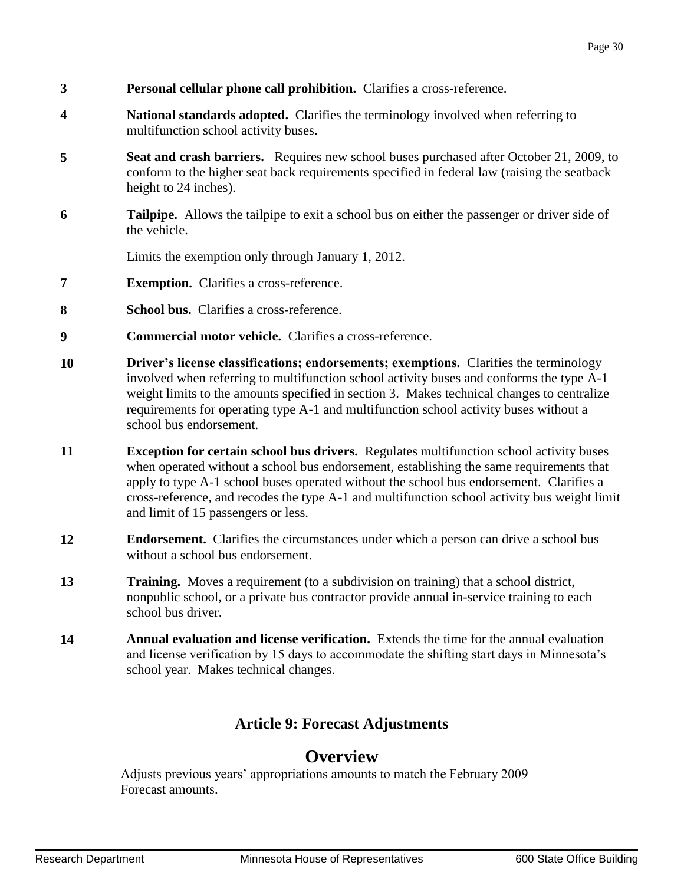**3** **Personal cellular phone call prohibition.** Clarifies a cross-reference.

**4** **National standards adopted.** Clarifies the terminology involved when referring to multifunction school activity buses.

**5** **Seat and crash barriers.** Requires new school buses purchased after October 21, 2009, to conform to the higher seat back requirements specified in federal law (raising the seatback height to 24 inches).

**6** **Tailpipe.** Allows the tailpipe to exit a school bus on either the passenger or driver side of the vehicle.

Limits the exemption only through January 1, 2012.

**7** **Exemption.** Clarifies a cross-reference.

**8** **School bus.** Clarifies a cross-reference.

**9** **Commercial motor vehicle.** Clarifies a cross-reference.

**10** **Driver's license classifications; endorsements; exemptions.** Clarifies the terminology involved when referring to multifunction school activity buses and conforms the type A-1 weight limits to the amounts specified in section 3. Makes technical changes to centralize requirements for operating type A-1 and multifunction school activity buses without a school bus endorsement.

**11** **Exception for certain school bus drivers.** Regulates multifunction school activity buses when operated without a school bus endorsement, establishing the same requirements that apply to type A-1 school buses operated without the school bus endorsement. Clarifies a cross-reference, and recodes the type A-1 and multifunction school activity bus weight limit and limit of 15 passengers or less.

**12** **Endorsement.** Clarifies the circumstances under which a person can drive a school bus without a school bus endorsement.

**13** **Training.** Moves a requirement (to a subdivision on training) that a school district, nonpublic school, or a private bus contractor provide annual in-service training to each school bus driver.

**14** **Annual evaluation and license verification.** Extends the time for the annual evaluation and license verification by 15 days to accommodate the shifting start days in Minnesota's school year. Makes technical changes.

## Article 9: Forecast Adjustments

## Overview

Adjusts previous years' appropriations amounts to match the February 2009 Forecast amounts.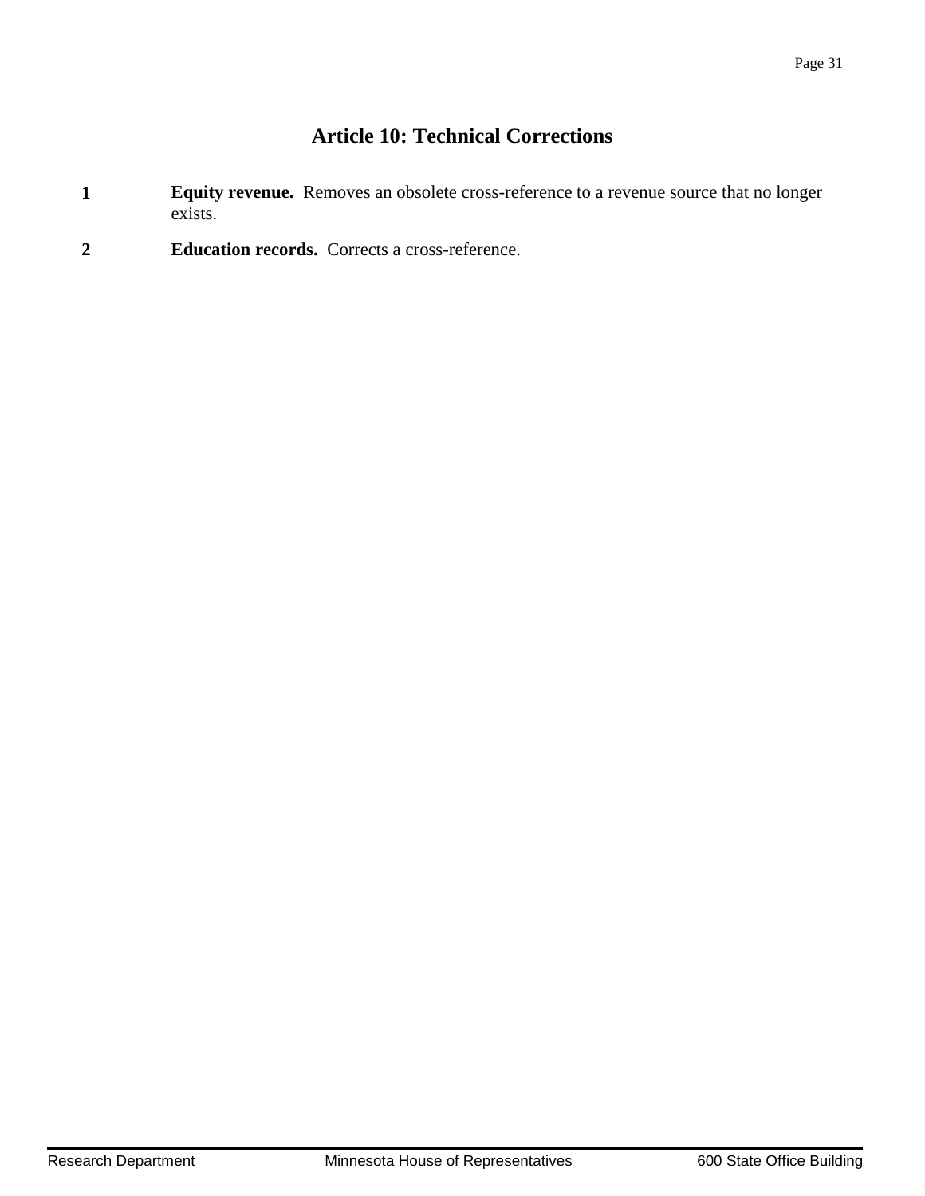# Article 10: Technical Corrections

| | |
|---|---|
| **1** | **Equity revenue.** Removes an obsolete cross-reference to a revenue source that no longer exists. |
| **2** | **Education records.** Corrects a cross-reference. |